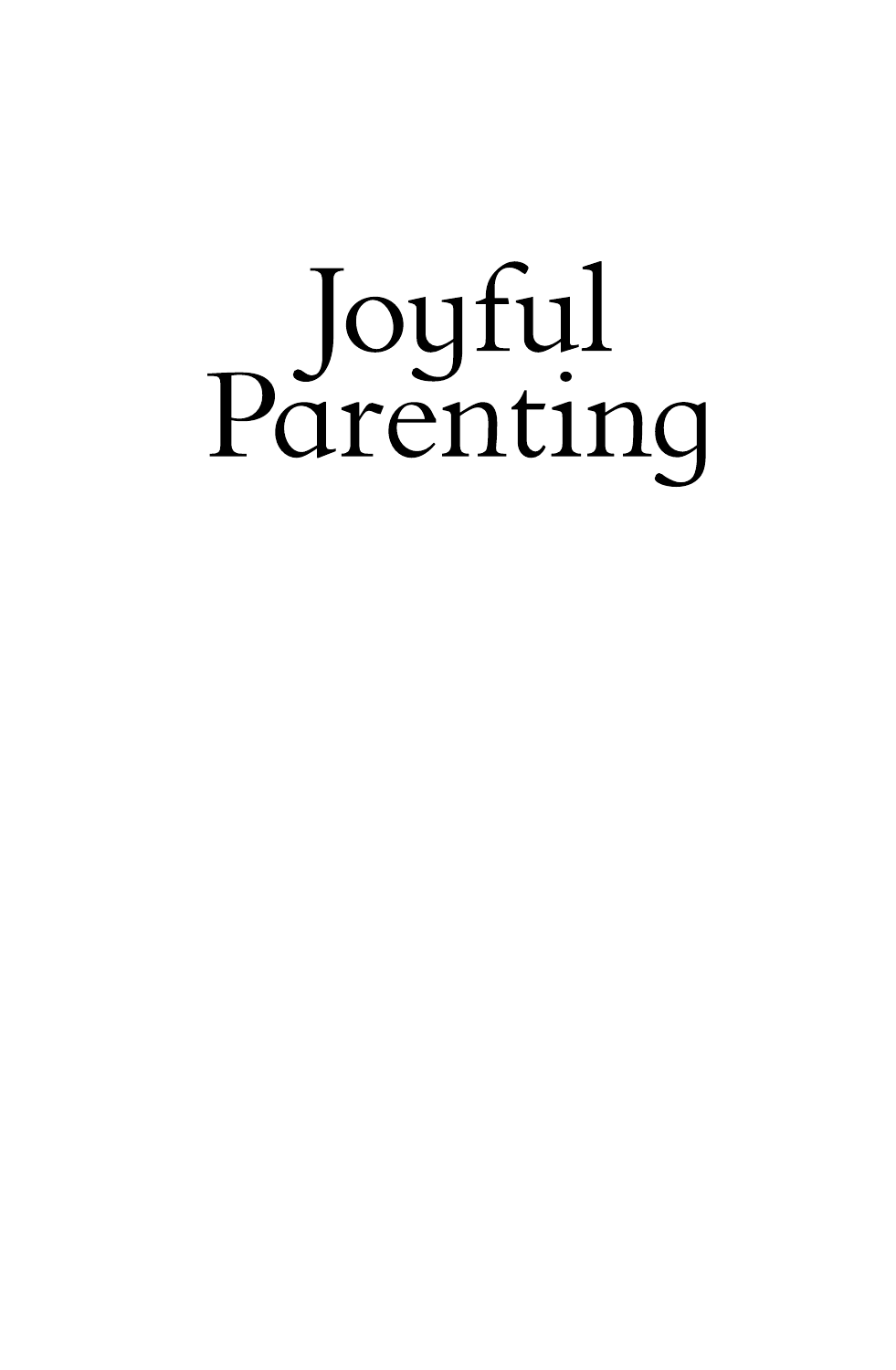# Joyful Parenting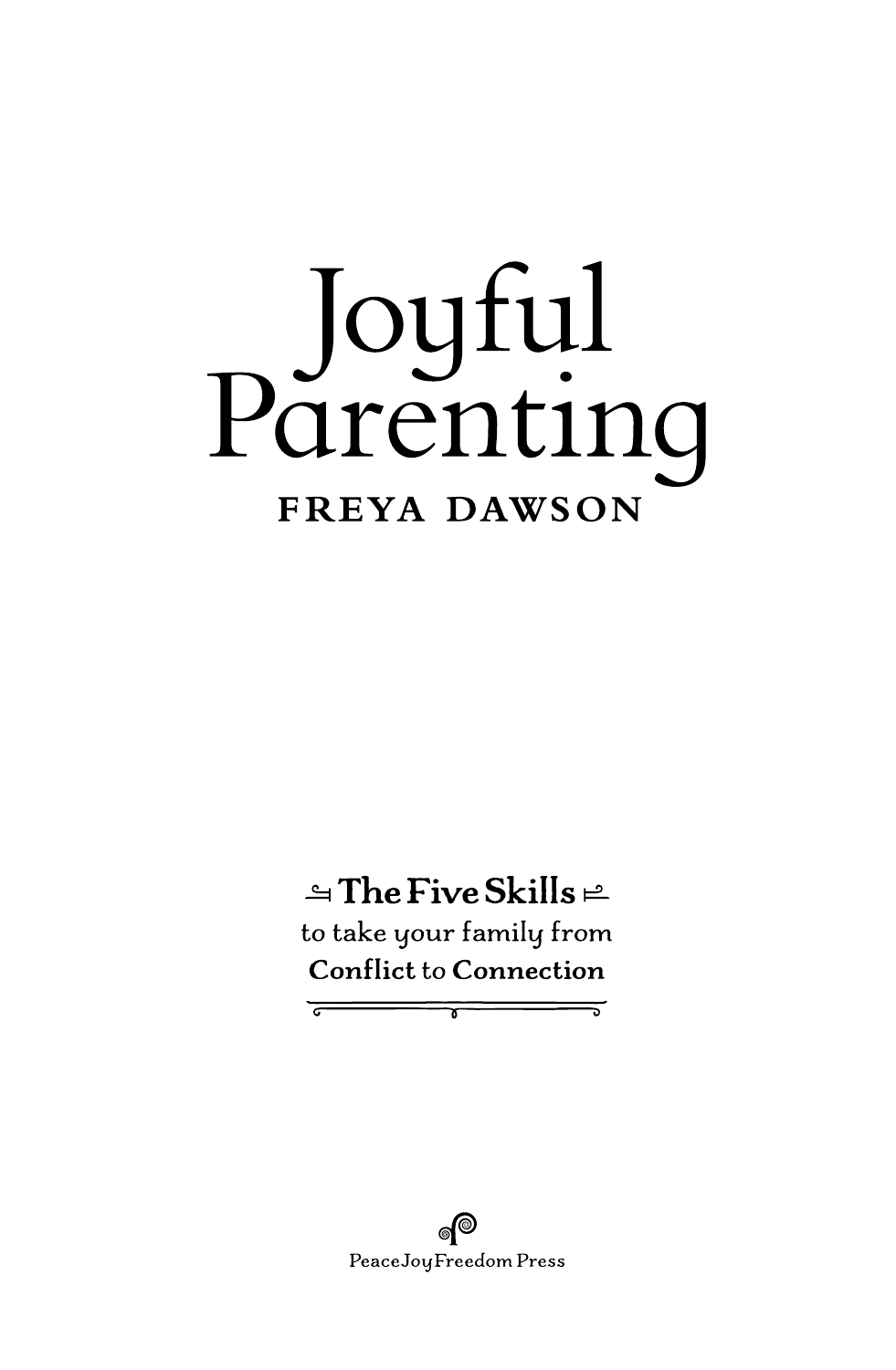# Joyful Parenting

**FREYA DAWSON**

**The Five Skills**
to take your family from
**Conflict** to **Connection**

PeaceJoyFreedom Press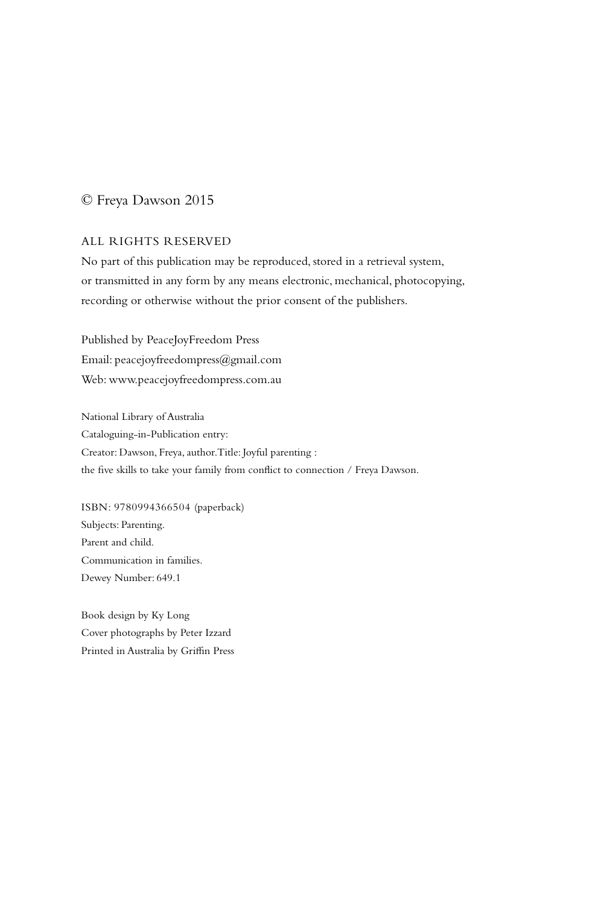© Freya Dawson 2015

ALL RIGHTS RESERVED

No part of this publication may be reproduced, stored in a retrieval system, or transmitted in any form by any means electronic, mechanical, photocopying, recording or otherwise without the prior consent of the publishers.

Published by PeaceJoyFreedom Press
Email: peacejoyfreedompress@gmail.com
Web: www.peacejoyfreedompress.com.au

National Library of Australia
Cataloguing-in-Publication entry:
Creator: Dawson, Freya, author.Title: Joyful parenting :
the five skills to take your family from conflict to connection / Freya Dawson.

ISBN: 9780994366504 (paperback)
Subjects: Parenting.
Parent and child.
Communication in families.
Dewey Number: 649.1

Book design by Ky Long
Cover photographs by Peter Izzard
Printed in Australia by Griffin Press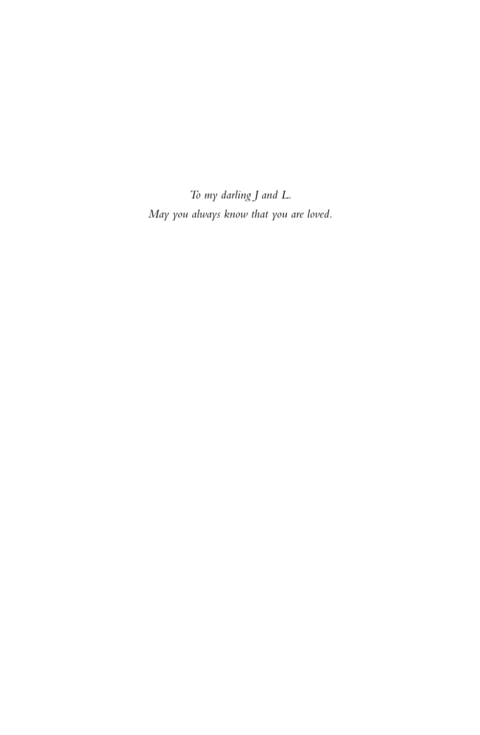*To my darling J and L.*
*May you always know that you are loved.*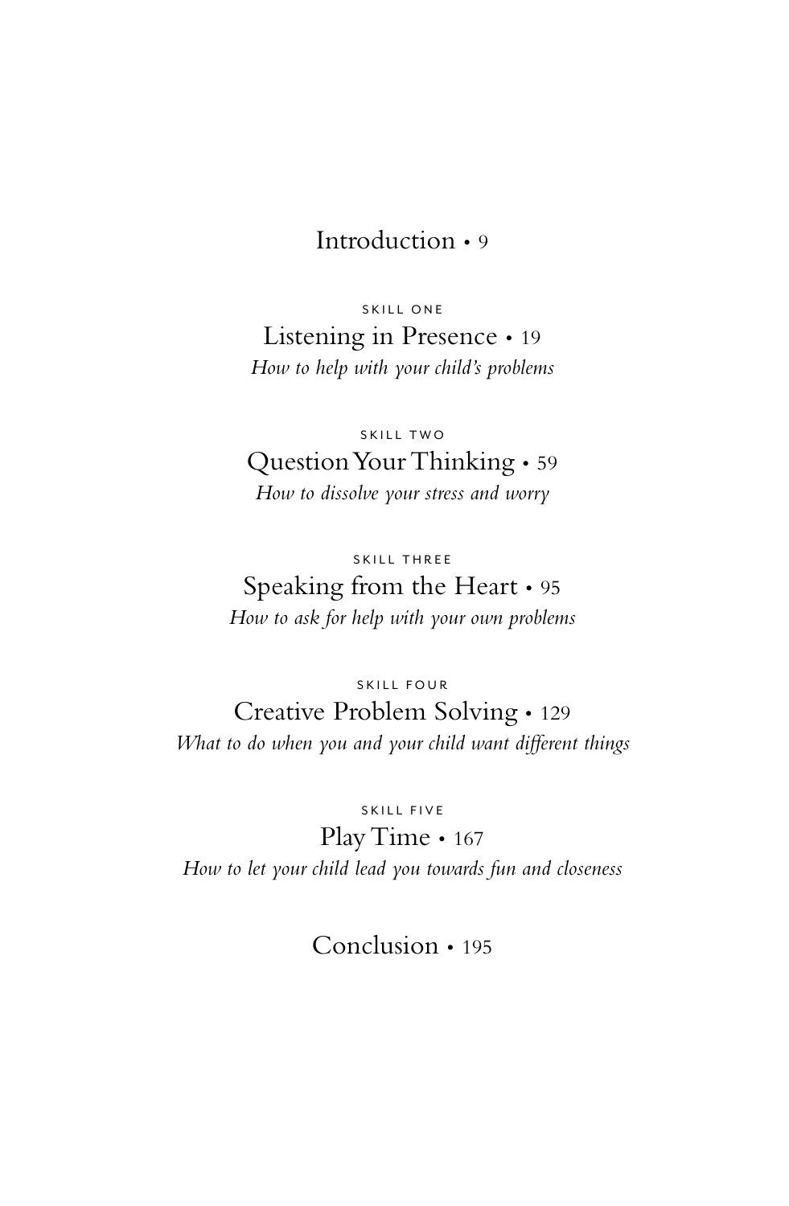Introduction • 9

SKILL ONE

Listening in Presence • 19

*How to help with your child's problems*

SKILL TWO

Question Your Thinking • 59

*How to dissolve your stress and worry*

SKILL THREE

Speaking from the Heart • 95

*How to ask for help with your own problems*

SKILL FOUR

Creative Problem Solving • 129

*What to do when you and your child want different things*

SKILL FIVE

Play Time • 167

*How to let your child lead you towards fun and closeness*

Conclusion • 195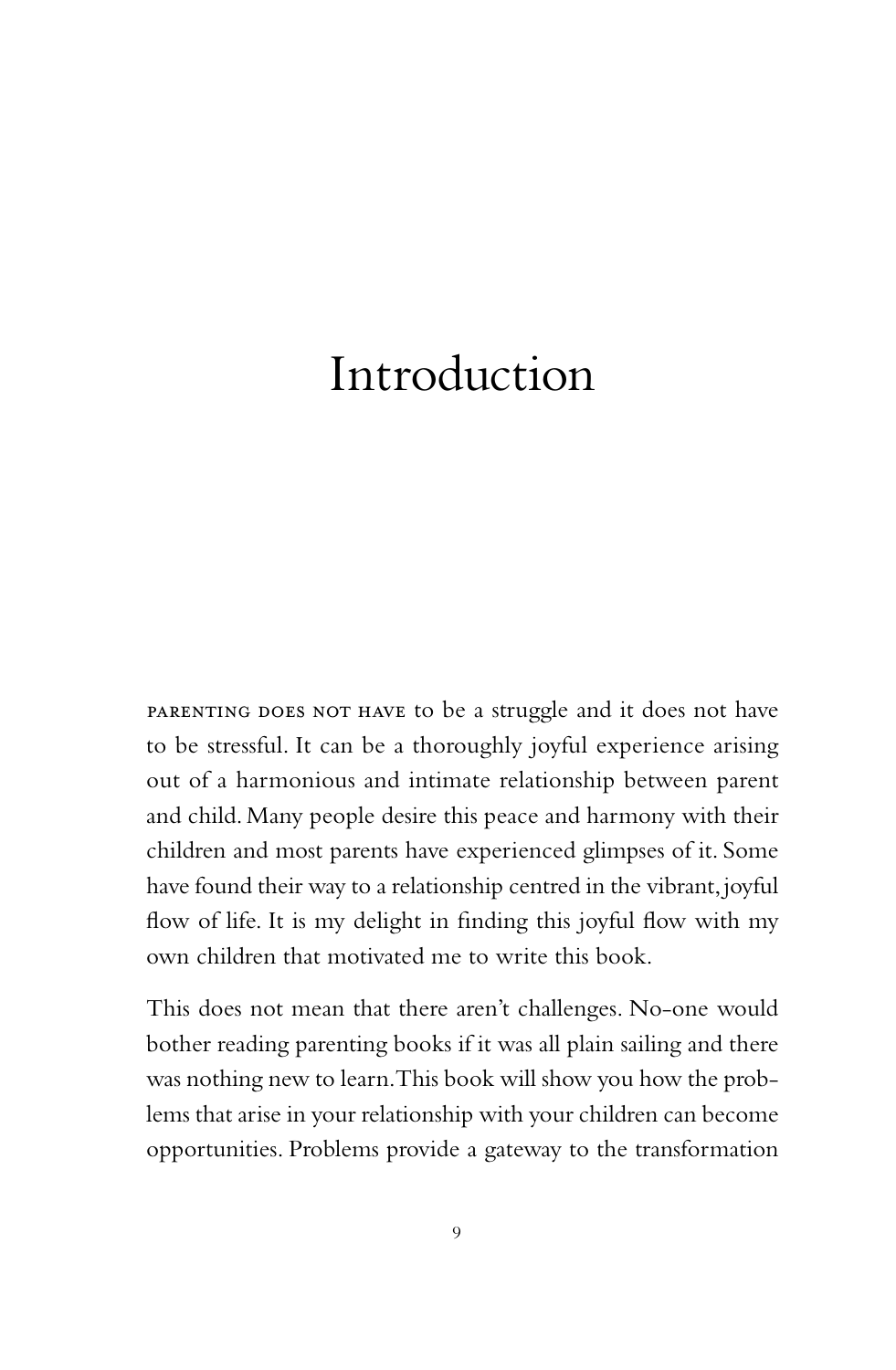# Introduction

PARENTING DOES NOT HAVE to be a struggle and it does not have to be stressful. It can be a thoroughly joyful experience arising out of a harmonious and intimate relationship between parent and child. Many people desire this peace and harmony with their children and most parents have experienced glimpses of it. Some have found their way to a relationship centred in the vibrant, joyful flow of life. It is my delight in finding this joyful flow with my own children that motivated me to write this book.

This does not mean that there aren't challenges. No-one would bother reading parenting books if it was all plain sailing and there was nothing new to learn. This book will show you how the problems that arise in your relationship with your children can become opportunities. Problems provide a gateway to the transformation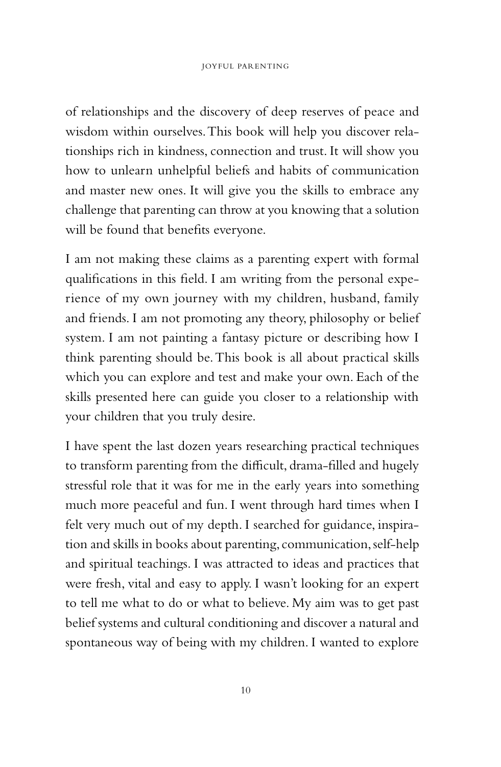of relationships and the discovery of deep reserves of peace and wisdom within ourselves. This book will help you discover relationships rich in kindness, connection and trust. It will show you how to unlearn unhelpful beliefs and habits of communication and master new ones. It will give you the skills to embrace any challenge that parenting can throw at you knowing that a solution will be found that benefits everyone.

I am not making these claims as a parenting expert with formal qualifications in this field. I am writing from the personal experience of my own journey with my children, husband, family and friends. I am not promoting any theory, philosophy or belief system. I am not painting a fantasy picture or describing how I think parenting should be. This book is all about practical skills which you can explore and test and make your own. Each of the skills presented here can guide you closer to a relationship with your children that you truly desire.

I have spent the last dozen years researching practical techniques to transform parenting from the difficult, drama-filled and hugely stressful role that it was for me in the early years into something much more peaceful and fun. I went through hard times when I felt very much out of my depth. I searched for guidance, inspiration and skills in books about parenting, communication, self-help and spiritual teachings. I was attracted to ideas and practices that were fresh, vital and easy to apply. I wasn't looking for an expert to tell me what to do or what to believe. My aim was to get past belief systems and cultural conditioning and discover a natural and spontaneous way of being with my children. I wanted to explore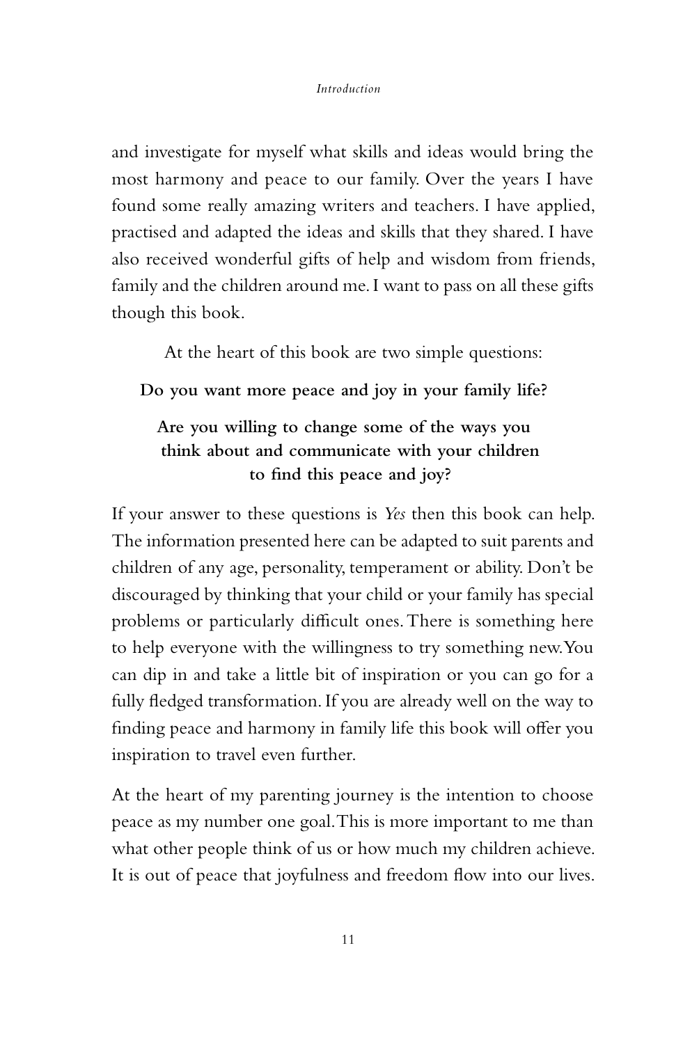and investigate for myself what skills and ideas would bring the most harmony and peace to our family. Over the years I have found some really amazing writers and teachers. I have applied, practised and adapted the ideas and skills that they shared. I have also received wonderful gifts of help and wisdom from friends, family and the children around me. I want to pass on all these gifts though this book.

At the heart of this book are two simple questions:

**Do you want more peace and joy in your family life?**

**Are you willing to change some of the ways you think about and communicate with your children to find this peace and joy?**

If your answer to these questions is *Yes* then this book can help. The information presented here can be adapted to suit parents and children of any age, personality, temperament or ability. Don't be discouraged by thinking that your child or your family has special problems or particularly difficult ones. There is something here to help everyone with the willingness to try something new. You can dip in and take a little bit of inspiration or you can go for a fully fledged transformation. If you are already well on the way to finding peace and harmony in family life this book will offer you inspiration to travel even further.

At the heart of my parenting journey is the intention to choose peace as my number one goal. This is more important to me than what other people think of us or how much my children achieve. It is out of peace that joyfulness and freedom flow into our lives.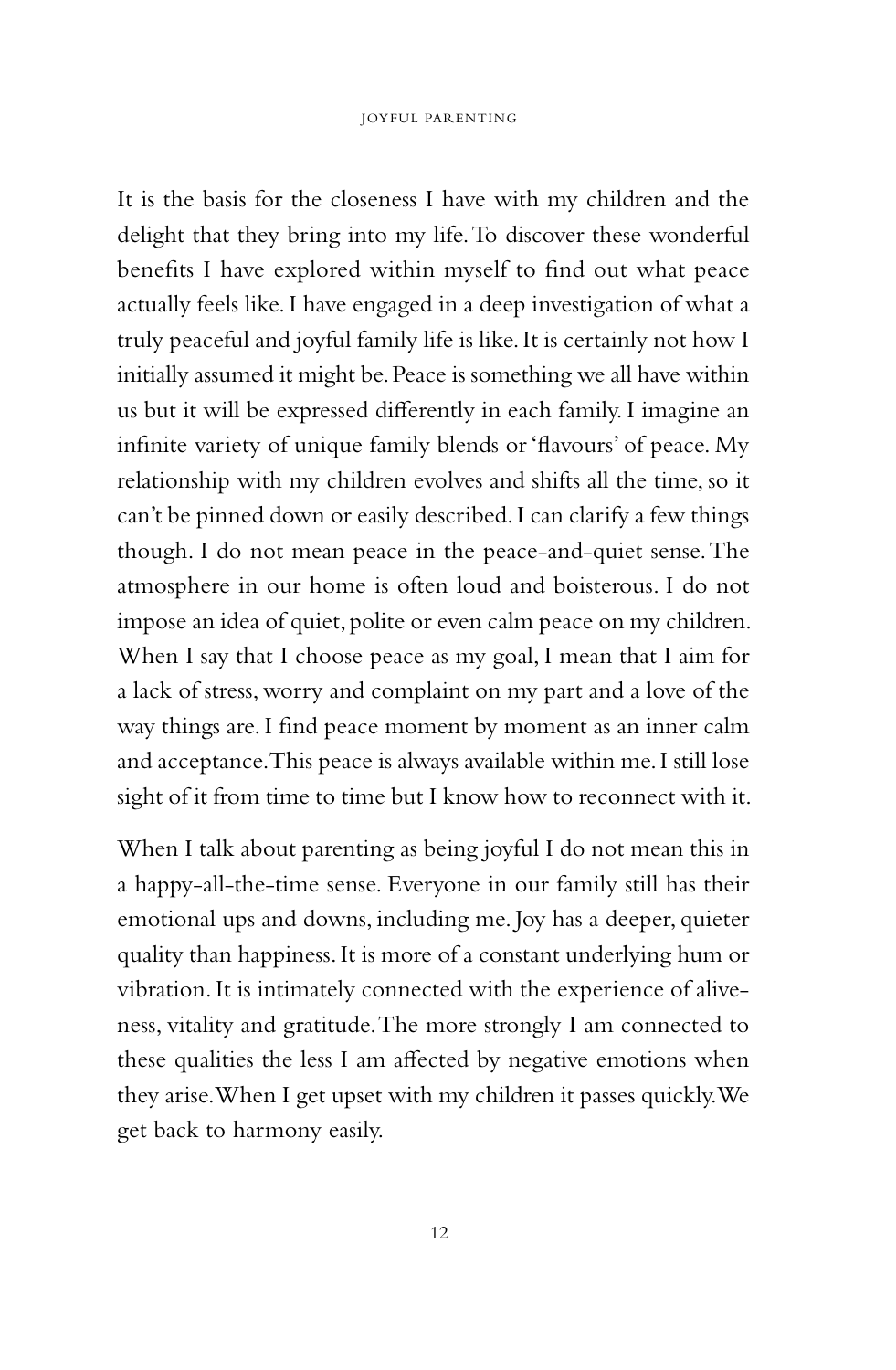It is the basis for the closeness I have with my children and the delight that they bring into my life. To discover these wonderful benefits I have explored within myself to find out what peace actually feels like. I have engaged in a deep investigation of what a truly peaceful and joyful family life is like. It is certainly not how I initially assumed it might be. Peace is something we all have within us but it will be expressed differently in each family. I imagine an infinite variety of unique family blends or 'flavours' of peace. My relationship with my children evolves and shifts all the time, so it can't be pinned down or easily described. I can clarify a few things though. I do not mean peace in the peace-and-quiet sense. The atmosphere in our home is often loud and boisterous. I do not impose an idea of quiet, polite or even calm peace on my children. When I say that I choose peace as my goal, I mean that I aim for a lack of stress, worry and complaint on my part and a love of the way things are. I find peace moment by moment as an inner calm and acceptance. This peace is always available within me. I still lose sight of it from time to time but I know how to reconnect with it.

When I talk about parenting as being joyful I do not mean this in a happy-all-the-time sense. Everyone in our family still has their emotional ups and downs, including me. Joy has a deeper, quieter quality than happiness. It is more of a constant underlying hum or vibration. It is intimately connected with the experience of aliveness, vitality and gratitude. The more strongly I am connected to these qualities the less I am affected by negative emotions when they arise. When I get upset with my children it passes quickly. We get back to harmony easily.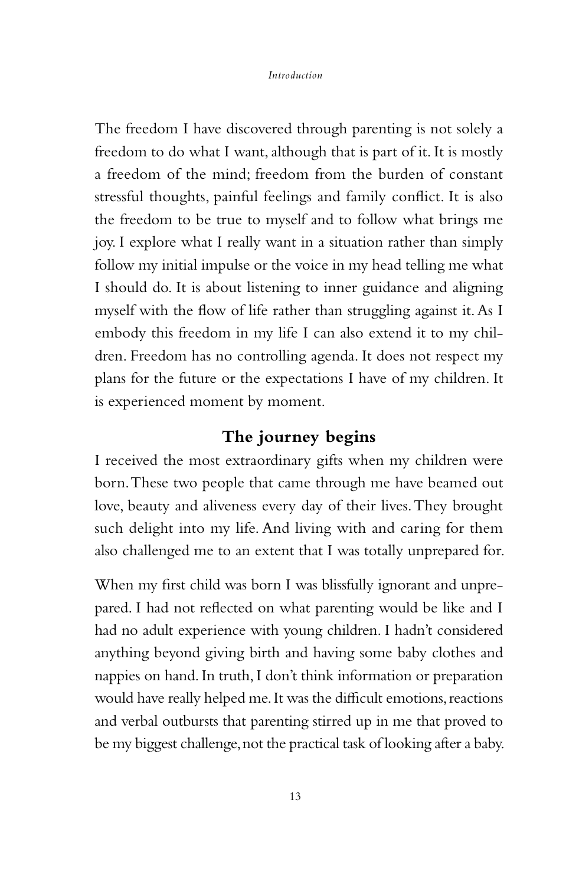The freedom I have discovered through parenting is not solely a freedom to do what I want, although that is part of it. It is mostly a freedom of the mind; freedom from the burden of constant stressful thoughts, painful feelings and family conflict. It is also the freedom to be true to myself and to follow what brings me joy. I explore what I really want in a situation rather than simply follow my initial impulse or the voice in my head telling me what I should do. It is about listening to inner guidance and aligning myself with the flow of life rather than struggling against it. As I embody this freedom in my life I can also extend it to my children. Freedom has no controlling agenda. It does not respect my plans for the future or the expectations I have of my children. It is experienced moment by moment.

## The journey begins

I received the most extraordinary gifts when my children were born. These two people that came through me have beamed out love, beauty and aliveness every day of their lives. They brought such delight into my life. And living with and caring for them also challenged me to an extent that I was totally unprepared for.

When my first child was born I was blissfully ignorant and unprepared. I had not reflected on what parenting would be like and I had no adult experience with young children. I hadn't considered anything beyond giving birth and having some baby clothes and nappies on hand. In truth, I don't think information or preparation would have really helped me. It was the difficult emotions, reactions and verbal outbursts that parenting stirred up in me that proved to be my biggest challenge, not the practical task of looking after a baby.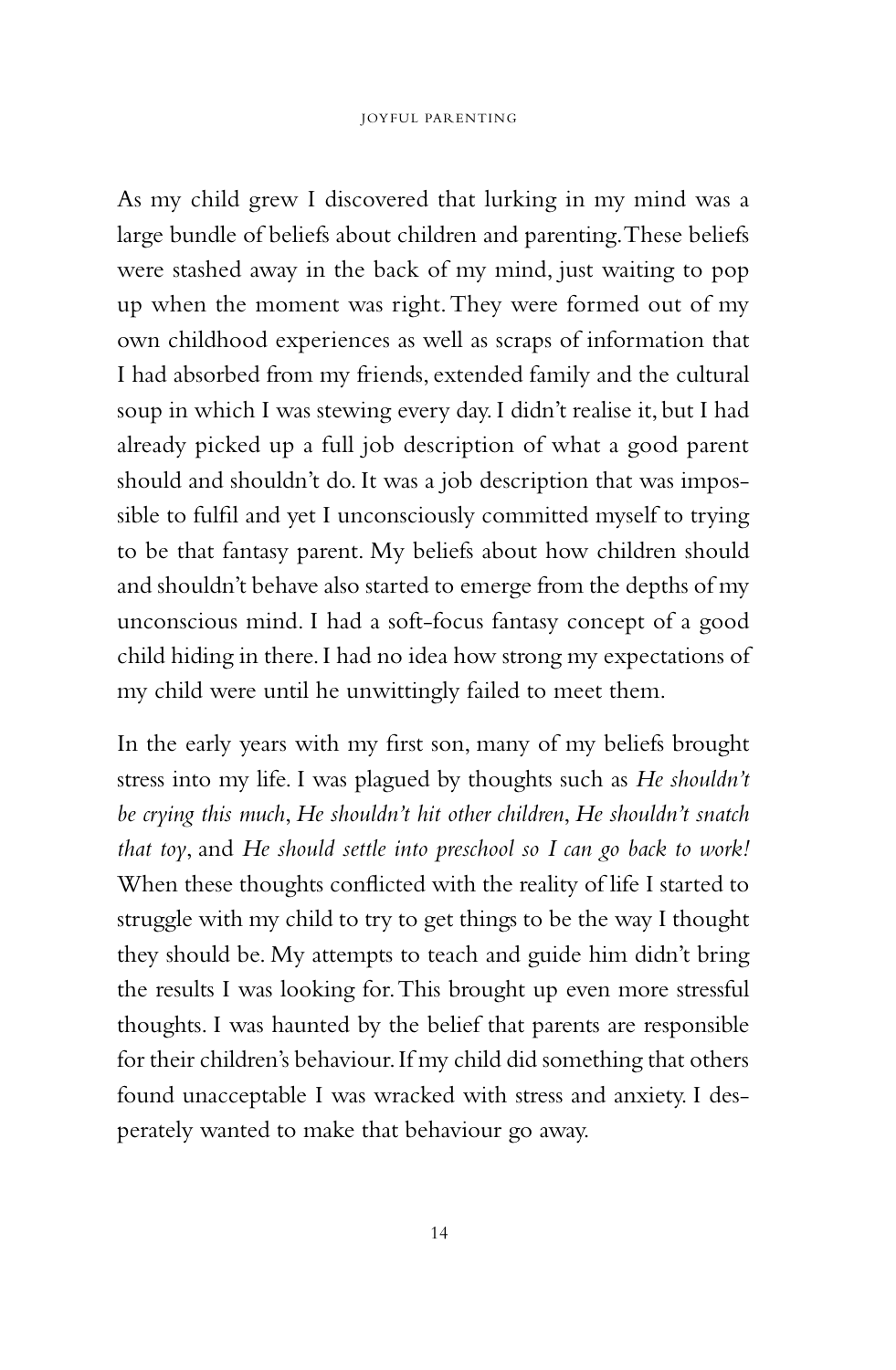As my child grew I discovered that lurking in my mind was a large bundle of beliefs about children and parenting. These beliefs were stashed away in the back of my mind, just waiting to pop up when the moment was right. They were formed out of my own childhood experiences as well as scraps of information that I had absorbed from my friends, extended family and the cultural soup in which I was stewing every day. I didn't realise it, but I had already picked up a full job description of what a good parent should and shouldn't do. It was a job description that was impossible to fulfil and yet I unconsciously committed myself to trying to be that fantasy parent. My beliefs about how children should and shouldn't behave also started to emerge from the depths of my unconscious mind. I had a soft-focus fantasy concept of a good child hiding in there. I had no idea how strong my expectations of my child were until he unwittingly failed to meet them.

In the early years with my first son, many of my beliefs brought stress into my life. I was plagued by thoughts such as *He shouldn't be crying this much*, *He shouldn't hit other children*, *He shouldn't snatch that toy*, and *He should settle into preschool so I can go back to work!* When these thoughts conflicted with the reality of life I started to struggle with my child to try to get things to be the way I thought they should be. My attempts to teach and guide him didn't bring the results I was looking for. This brought up even more stressful thoughts. I was haunted by the belief that parents are responsible for their children's behaviour. If my child did something that others found unacceptable I was wracked with stress and anxiety. I desperately wanted to make that behaviour go away.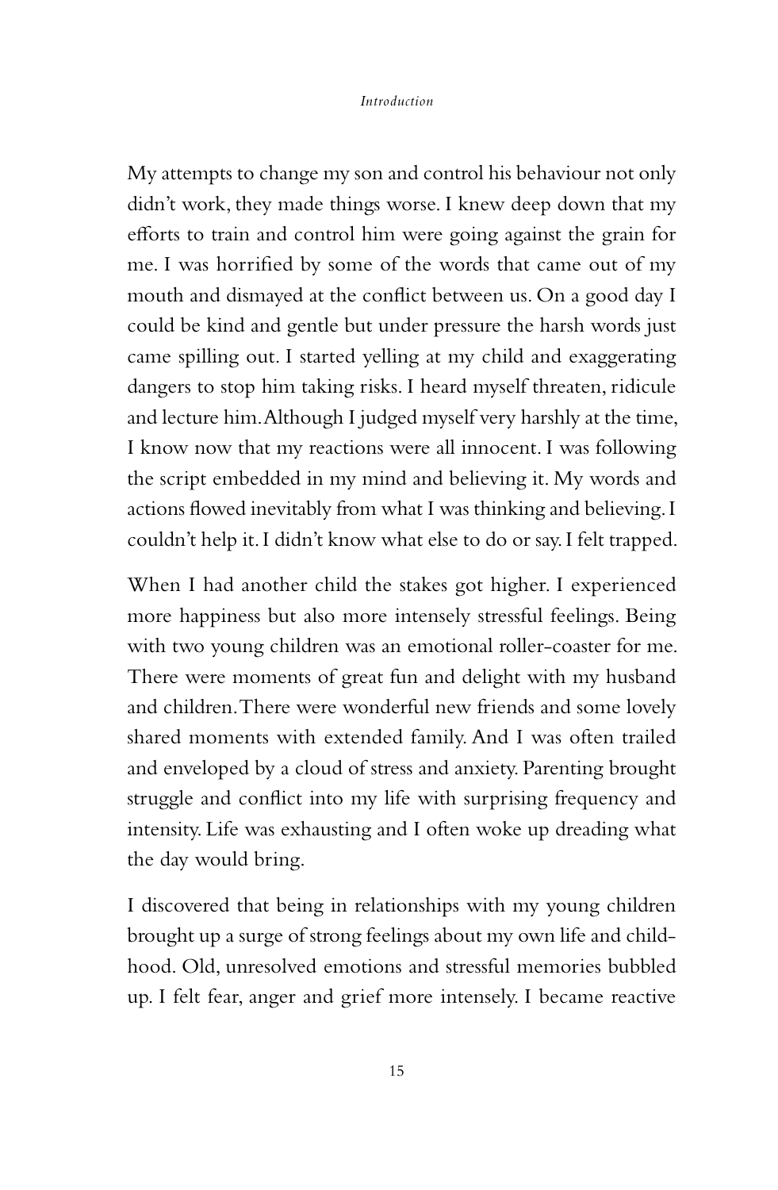My attempts to change my son and control his behaviour not only didn't work, they made things worse. I knew deep down that my efforts to train and control him were going against the grain for me. I was horrified by some of the words that came out of my mouth and dismayed at the conflict between us. On a good day I could be kind and gentle but under pressure the harsh words just came spilling out. I started yelling at my child and exaggerating dangers to stop him taking risks. I heard myself threaten, ridicule and lecture him. Although I judged myself very harshly at the time, I know now that my reactions were all innocent. I was following the script embedded in my mind and believing it. My words and actions flowed inevitably from what I was thinking and believing. I couldn't help it. I didn't know what else to do or say. I felt trapped.

When I had another child the stakes got higher. I experienced more happiness but also more intensely stressful feelings. Being with two young children was an emotional roller-coaster for me. There were moments of great fun and delight with my husband and children. There were wonderful new friends and some lovely shared moments with extended family. And I was often trailed and enveloped by a cloud of stress and anxiety. Parenting brought struggle and conflict into my life with surprising frequency and intensity. Life was exhausting and I often woke up dreading what the day would bring.

I discovered that being in relationships with my young children brought up a surge of strong feelings about my own life and childhood. Old, unresolved emotions and stressful memories bubbled up. I felt fear, anger and grief more intensely. I became reactive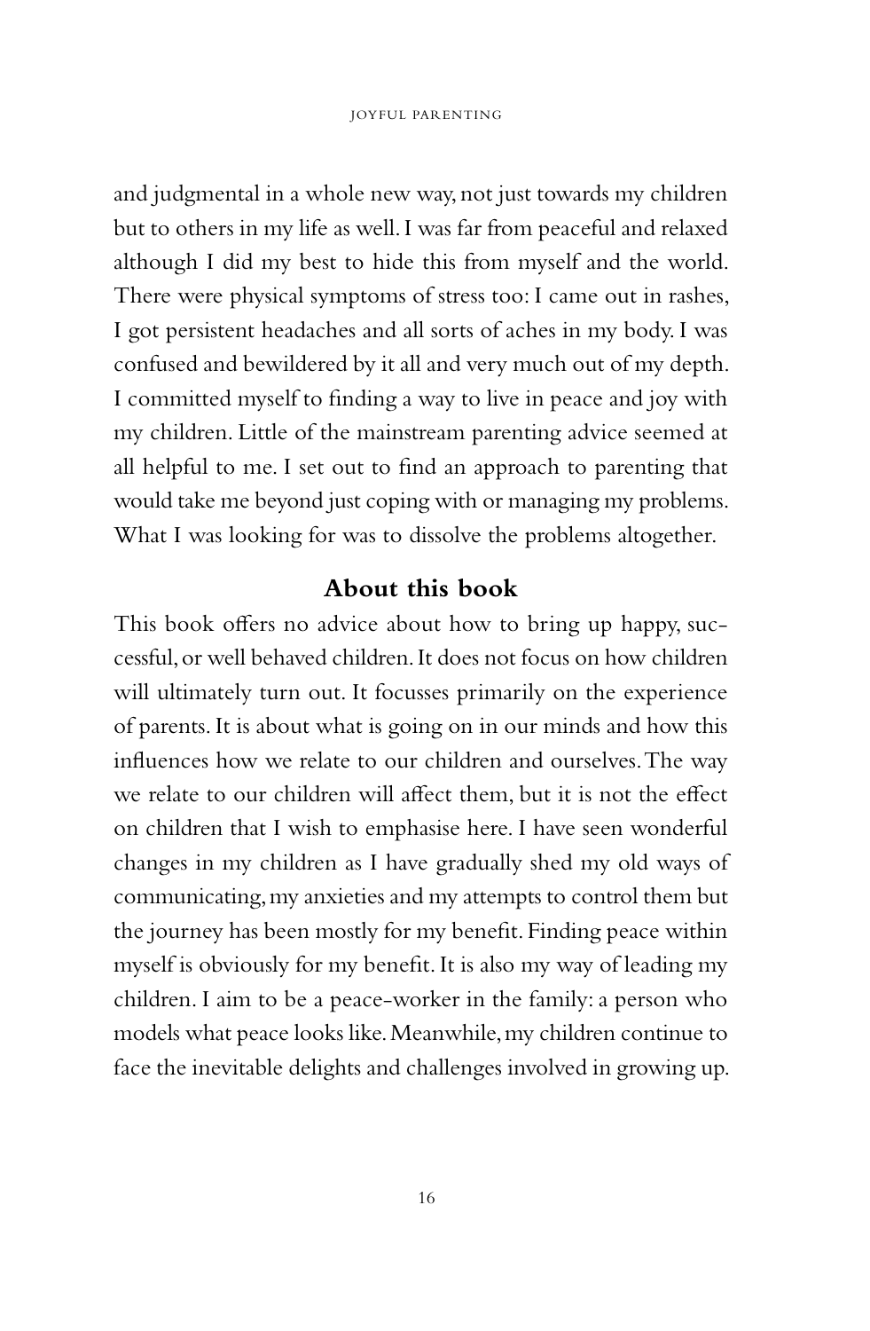and judgmental in a whole new way, not just towards my children but to others in my life as well. I was far from peaceful and relaxed although I did my best to hide this from myself and the world. There were physical symptoms of stress too: I came out in rashes, I got persistent headaches and all sorts of aches in my body. I was confused and bewildered by it all and very much out of my depth. I committed myself to finding a way to live in peace and joy with my children. Little of the mainstream parenting advice seemed at all helpful to me. I set out to find an approach to parenting that would take me beyond just coping with or managing my problems. What I was looking for was to dissolve the problems altogether.

## About this book

This book offers no advice about how to bring up happy, successful, or well behaved children. It does not focus on how children will ultimately turn out. It focusses primarily on the experience of parents. It is about what is going on in our minds and how this influences how we relate to our children and ourselves. The way we relate to our children will affect them, but it is not the effect on children that I wish to emphasise here. I have seen wonderful changes in my children as I have gradually shed my old ways of communicating, my anxieties and my attempts to control them but the journey has been mostly for my benefit. Finding peace within myself is obviously for my benefit. It is also my way of leading my children. I aim to be a peace-worker in the family: a person who models what peace looks like. Meanwhile, my children continue to face the inevitable delights and challenges involved in growing up.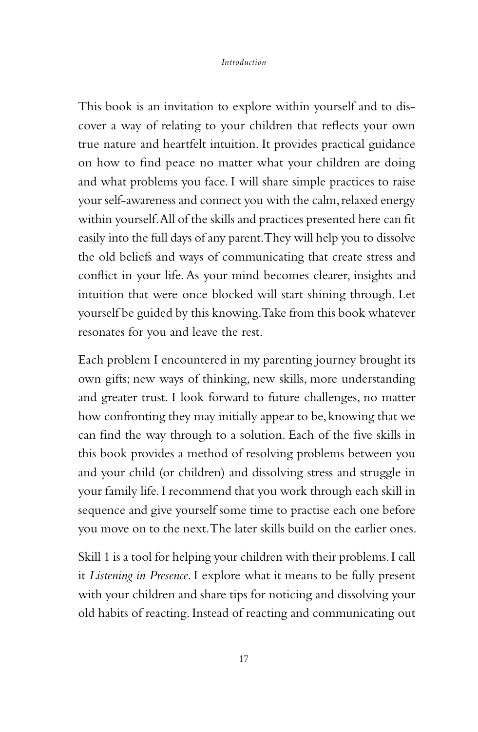This book is an invitation to explore within yourself and to discover a way of relating to your children that reflects your own true nature and heartfelt intuition. It provides practical guidance on how to find peace no matter what your children are doing and what problems you face. I will share simple practices to raise your self-awareness and connect you with the calm, relaxed energy within yourself. All of the skills and practices presented here can fit easily into the full days of any parent. They will help you to dissolve the old beliefs and ways of communicating that create stress and conflict in your life. As your mind becomes clearer, insights and intuition that were once blocked will start shining through. Let yourself be guided by this knowing. Take from this book whatever resonates for you and leave the rest.

Each problem I encountered in my parenting journey brought its own gifts; new ways of thinking, new skills, more understanding and greater trust. I look forward to future challenges, no matter how confronting they may initially appear to be, knowing that we can find the way through to a solution. Each of the five skills in this book provides a method of resolving problems between you and your child (or children) and dissolving stress and struggle in your family life. I recommend that you work through each skill in sequence and give yourself some time to practise each one before you move on to the next. The later skills build on the earlier ones.

Skill 1 is a tool for helping your children with their problems. I call it *Listening in Presence*. I explore what it means to be fully present with your children and share tips for noticing and dissolving your old habits of reacting. Instead of reacting and communicating out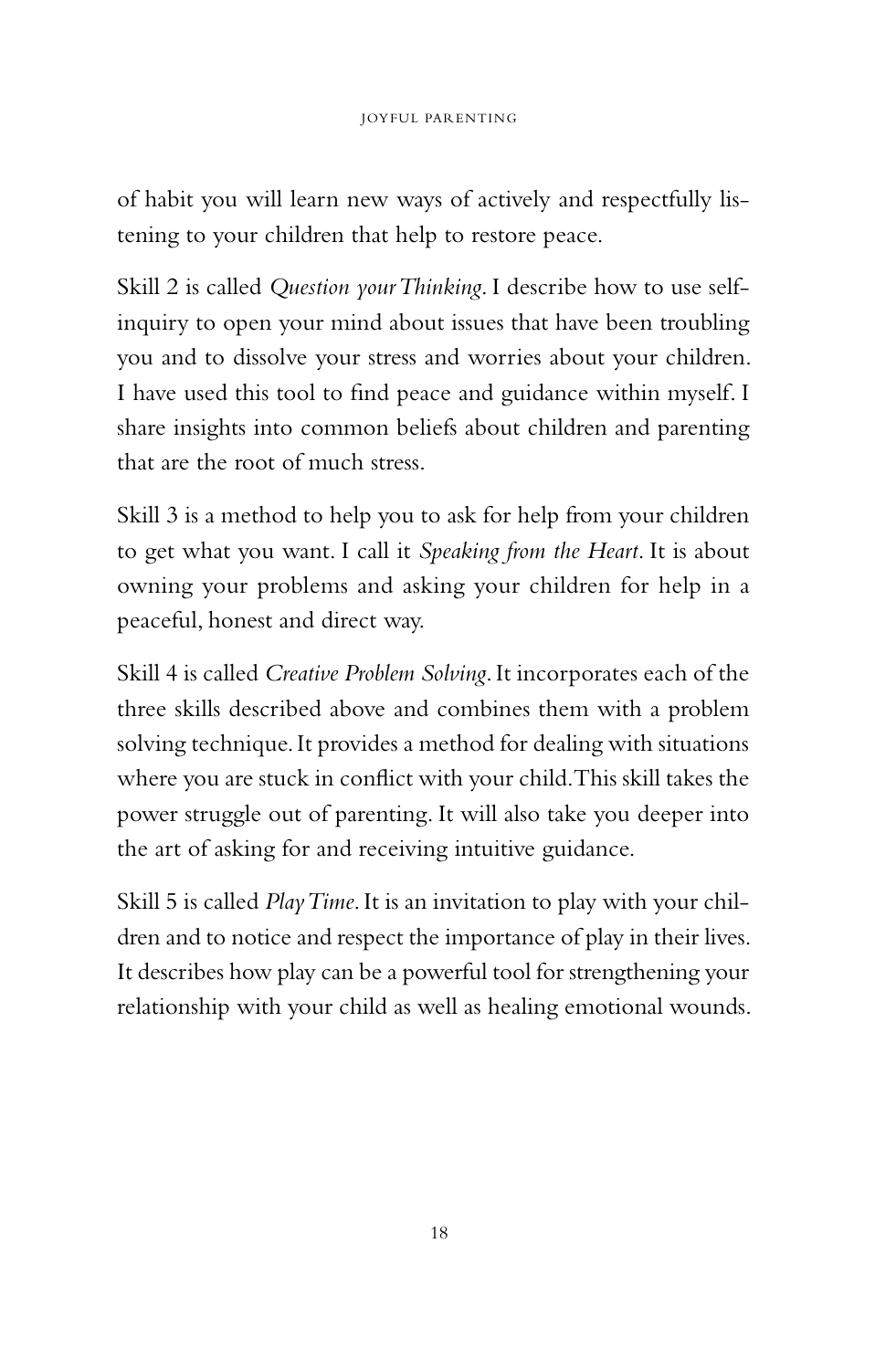of habit you will learn new ways of actively and respectfully listening to your children that help to restore peace.

Skill 2 is called *Question your Thinking*. I describe how to use self-inquiry to open your mind about issues that have been troubling you and to dissolve your stress and worries about your children. I have used this tool to find peace and guidance within myself. I share insights into common beliefs about children and parenting that are the root of much stress.

Skill 3 is a method to help you to ask for help from your children to get what you want. I call it *Speaking from the Heart*. It is about owning your problems and asking your children for help in a peaceful, honest and direct way.

Skill 4 is called *Creative Problem Solving*. It incorporates each of the three skills described above and combines them with a problem solving technique. It provides a method for dealing with situations where you are stuck in conflict with your child. This skill takes the power struggle out of parenting. It will also take you deeper into the art of asking for and receiving intuitive guidance.

Skill 5 is called *Play Time*. It is an invitation to play with your children and to notice and respect the importance of play in their lives. It describes how play can be a powerful tool for strengthening your relationship with your child as well as healing emotional wounds.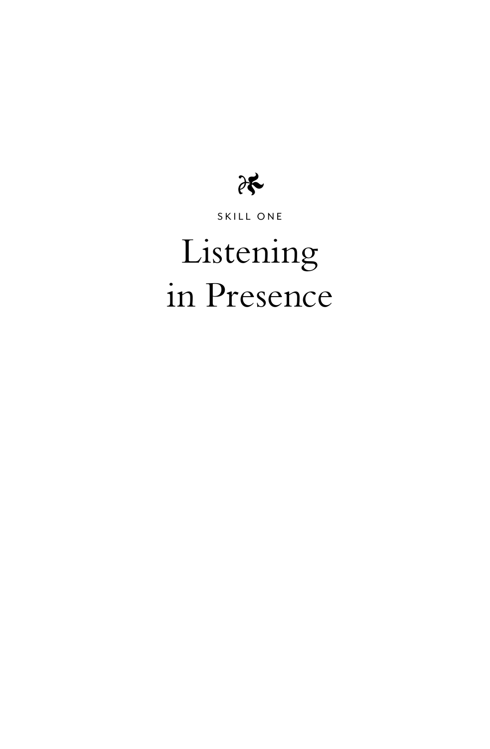SKILL ONE

# Listening in Presence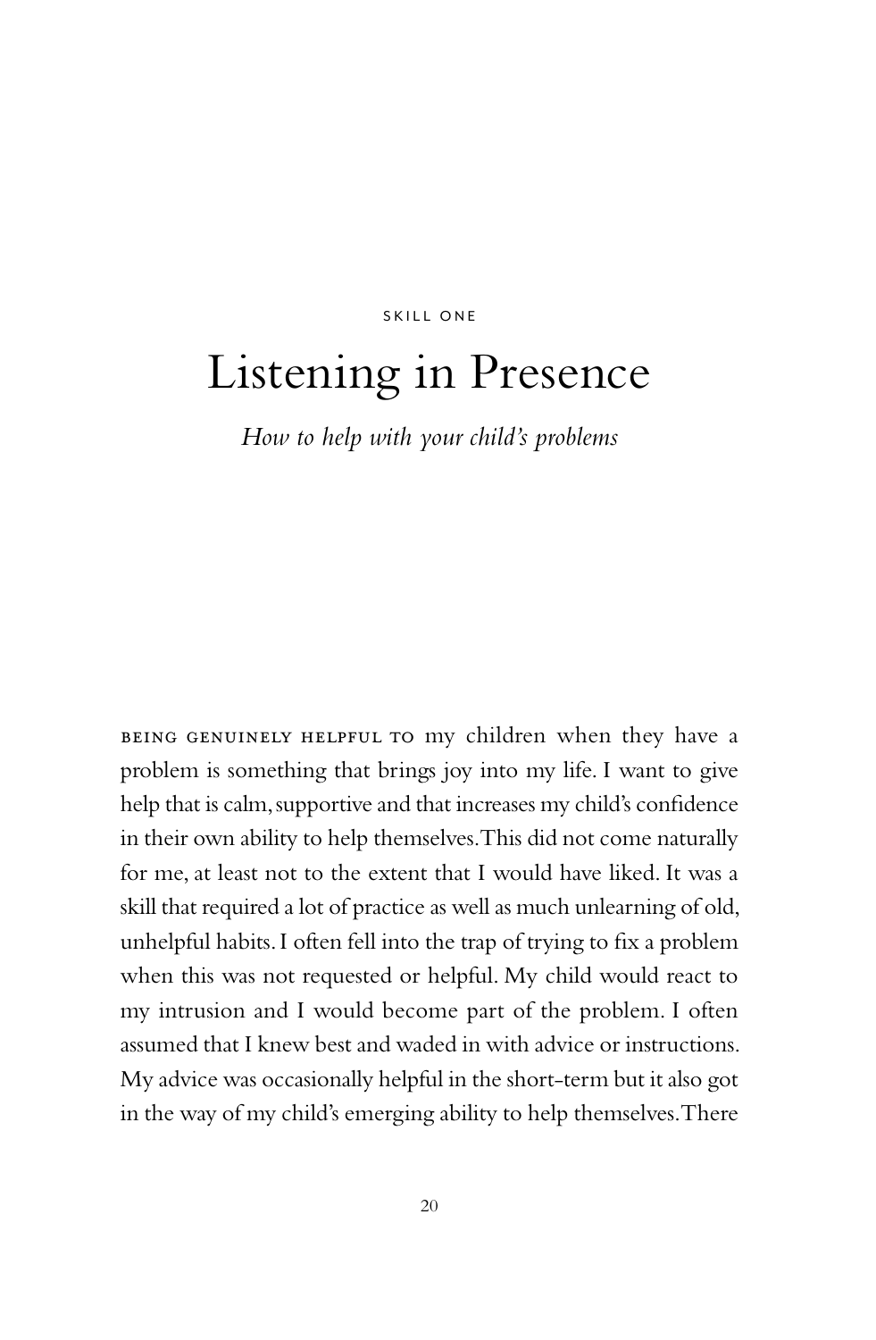SKILL ONE

# Listening in Presence

*How to help with your child's problems*

BEING GENUINELY HELPFUL TO my children when they have a problem is something that brings joy into my life. I want to give help that is calm, supportive and that increases my child's confidence in their own ability to help themselves. This did not come naturally for me, at least not to the extent that I would have liked. It was a skill that required a lot of practice as well as much unlearning of old, unhelpful habits. I often fell into the trap of trying to fix a problem when this was not requested or helpful. My child would react to my intrusion and I would become part of the problem. I often assumed that I knew best and waded in with advice or instructions. My advice was occasionally helpful in the short-term but it also got in the way of my child's emerging ability to help themselves. There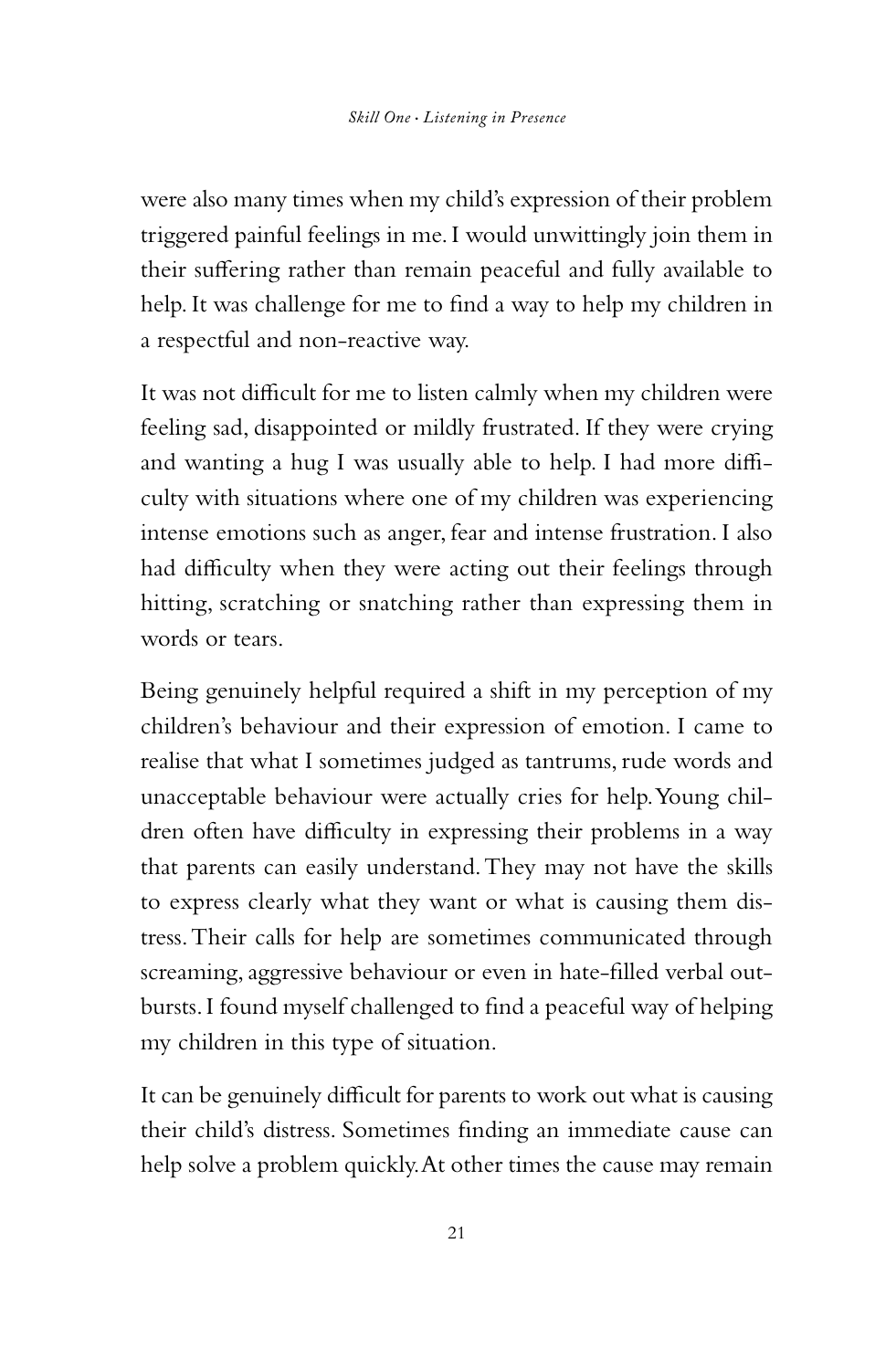were also many times when my child's expression of their problem triggered painful feelings in me. I would unwittingly join them in their suffering rather than remain peaceful and fully available to help. It was challenge for me to find a way to help my children in a respectful and non-reactive way.

It was not difficult for me to listen calmly when my children were feeling sad, disappointed or mildly frustrated. If they were crying and wanting a hug I was usually able to help. I had more difficulty with situations where one of my children was experiencing intense emotions such as anger, fear and intense frustration. I also had difficulty when they were acting out their feelings through hitting, scratching or snatching rather than expressing them in words or tears.

Being genuinely helpful required a shift in my perception of my children's behaviour and their expression of emotion. I came to realise that what I sometimes judged as tantrums, rude words and unacceptable behaviour were actually cries for help. Young children often have difficulty in expressing their problems in a way that parents can easily understand. They may not have the skills to express clearly what they want or what is causing them distress. Their calls for help are sometimes communicated through screaming, aggressive behaviour or even in hate-filled verbal outbursts. I found myself challenged to find a peaceful way of helping my children in this type of situation.

It can be genuinely difficult for parents to work out what is causing their child's distress. Sometimes finding an immediate cause can help solve a problem quickly. At other times the cause may remain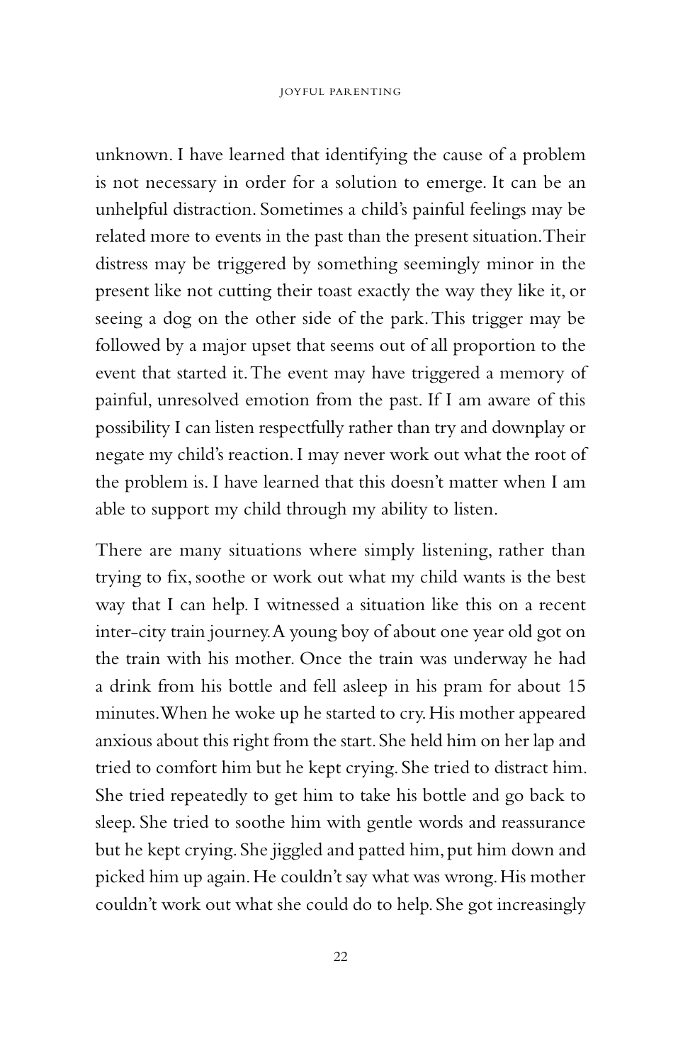unknown. I have learned that identifying the cause of a problem is not necessary in order for a solution to emerge. It can be an unhelpful distraction. Sometimes a child's painful feelings may be related more to events in the past than the present situation. Their distress may be triggered by something seemingly minor in the present like not cutting their toast exactly the way they like it, or seeing a dog on the other side of the park. This trigger may be followed by a major upset that seems out of all proportion to the event that started it. The event may have triggered a memory of painful, unresolved emotion from the past. If I am aware of this possibility I can listen respectfully rather than try and downplay or negate my child's reaction. I may never work out what the root of the problem is. I have learned that this doesn't matter when I am able to support my child through my ability to listen.

There are many situations where simply listening, rather than trying to fix, soothe or work out what my child wants is the best way that I can help. I witnessed a situation like this on a recent inter-city train journey. A young boy of about one year old got on the train with his mother. Once the train was underway he had a drink from his bottle and fell asleep in his pram for about 15 minutes. When he woke up he started to cry. His mother appeared anxious about this right from the start. She held him on her lap and tried to comfort him but he kept crying. She tried to distract him. She tried repeatedly to get him to take his bottle and go back to sleep. She tried to soothe him with gentle words and reassurance but he kept crying. She jiggled and patted him, put him down and picked him up again. He couldn't say what was wrong. His mother couldn't work out what she could do to help. She got increasingly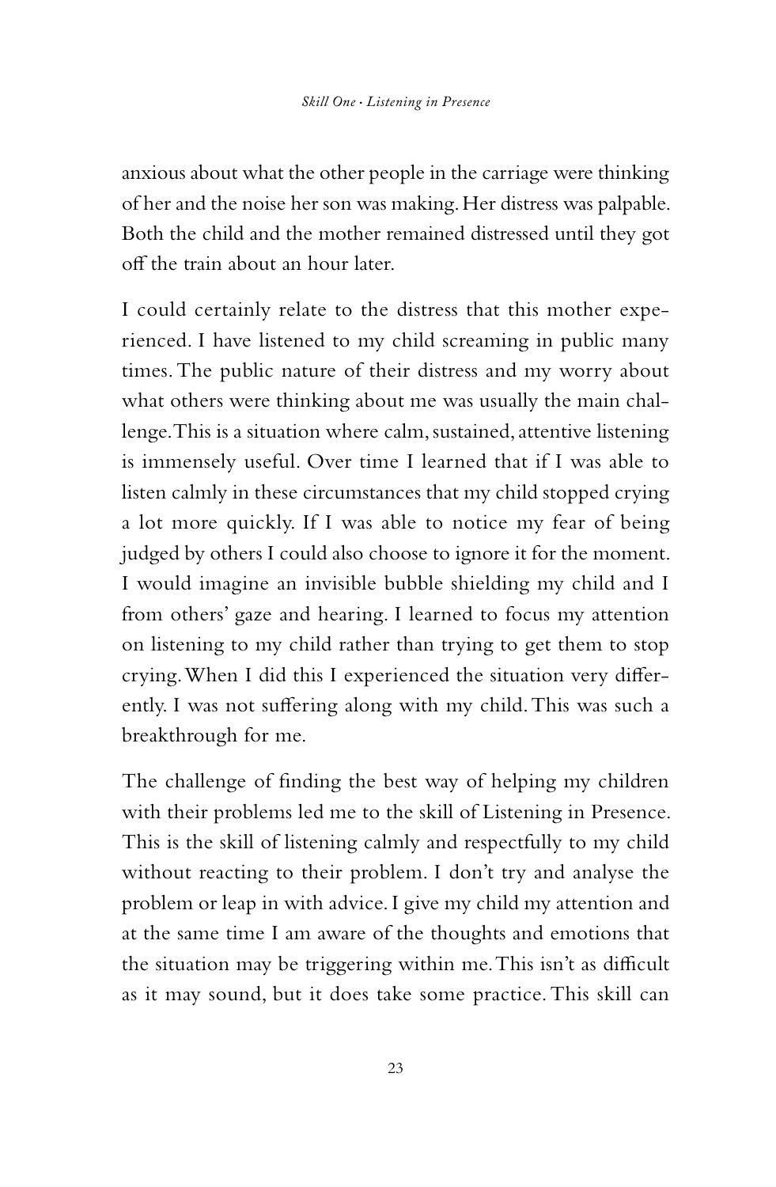anxious about what the other people in the carriage were thinking of her and the noise her son was making. Her distress was palpable. Both the child and the mother remained distressed until they got off the train about an hour later.

I could certainly relate to the distress that this mother experienced. I have listened to my child screaming in public many times. The public nature of their distress and my worry about what others were thinking about me was usually the main challenge. This is a situation where calm, sustained, attentive listening is immensely useful. Over time I learned that if I was able to listen calmly in these circumstances that my child stopped crying a lot more quickly. If I was able to notice my fear of being judged by others I could also choose to ignore it for the moment. I would imagine an invisible bubble shielding my child and I from others' gaze and hearing. I learned to focus my attention on listening to my child rather than trying to get them to stop crying. When I did this I experienced the situation very differently. I was not suffering along with my child. This was such a breakthrough for me.

The challenge of finding the best way of helping my children with their problems led me to the skill of Listening in Presence. This is the skill of listening calmly and respectfully to my child without reacting to their problem. I don't try and analyse the problem or leap in with advice. I give my child my attention and at the same time I am aware of the thoughts and emotions that the situation may be triggering within me. This isn't as difficult as it may sound, but it does take some practice. This skill can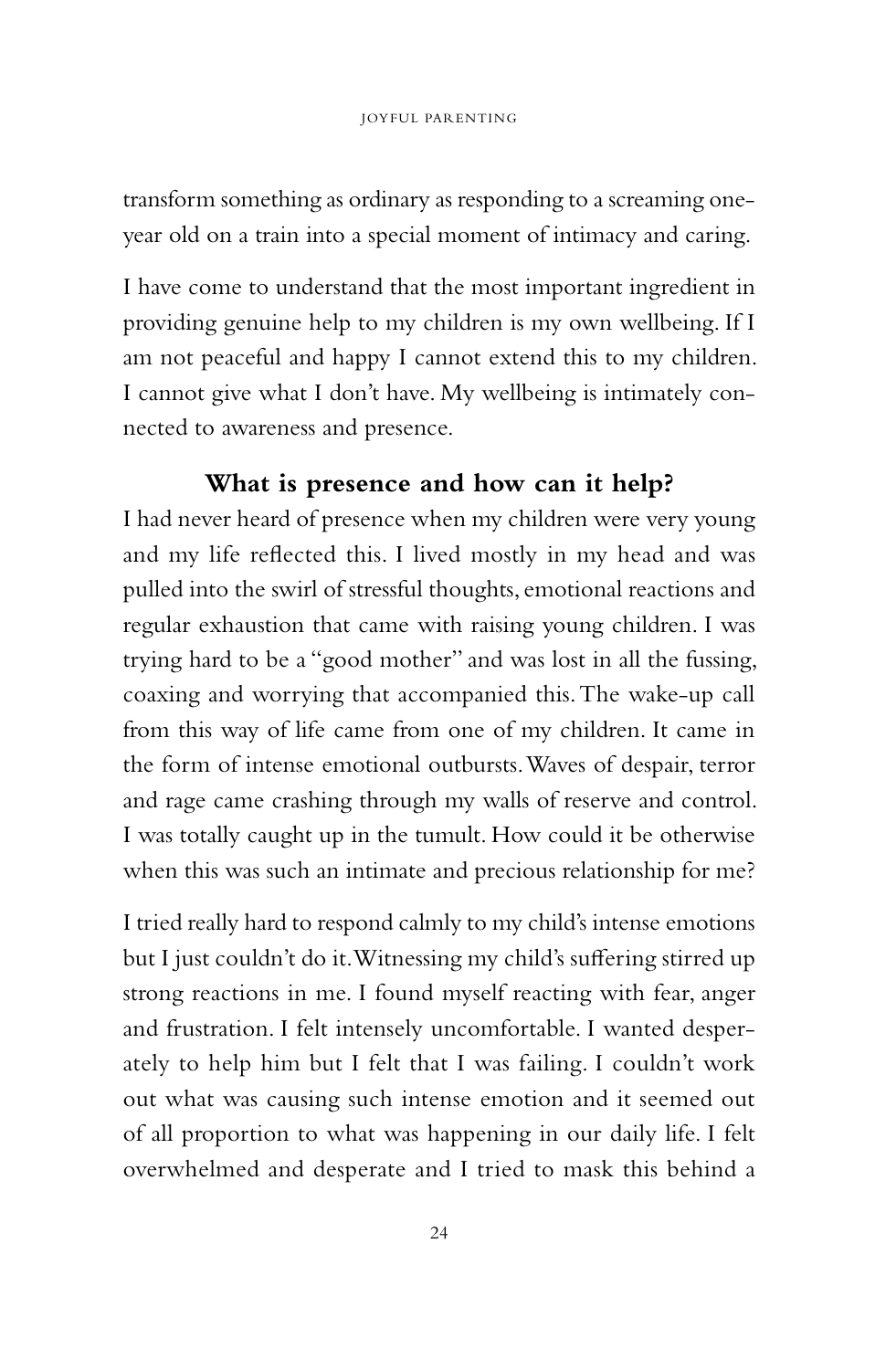transform something as ordinary as responding to a screaming one-year old on a train into a special moment of intimacy and caring.

I have come to understand that the most important ingredient in providing genuine help to my children is my own wellbeing. If I am not peaceful and happy I cannot extend this to my children. I cannot give what I don't have. My wellbeing is intimately connected to awareness and presence.

## What is presence and how can it help?

I had never heard of presence when my children were very young and my life reflected this. I lived mostly in my head and was pulled into the swirl of stressful thoughts, emotional reactions and regular exhaustion that came with raising young children. I was trying hard to be a "good mother" and was lost in all the fussing, coaxing and worrying that accompanied this. The wake-up call from this way of life came from one of my children. It came in the form of intense emotional outbursts. Waves of despair, terror and rage came crashing through my walls of reserve and control. I was totally caught up in the tumult. How could it be otherwise when this was such an intimate and precious relationship for me?

I tried really hard to respond calmly to my child's intense emotions but I just couldn't do it. Witnessing my child's suffering stirred up strong reactions in me. I found myself reacting with fear, anger and frustration. I felt intensely uncomfortable. I wanted desperately to help him but I felt that I was failing. I couldn't work out what was causing such intense emotion and it seemed out of all proportion to what was happening in our daily life. I felt overwhelmed and desperate and I tried to mask this behind a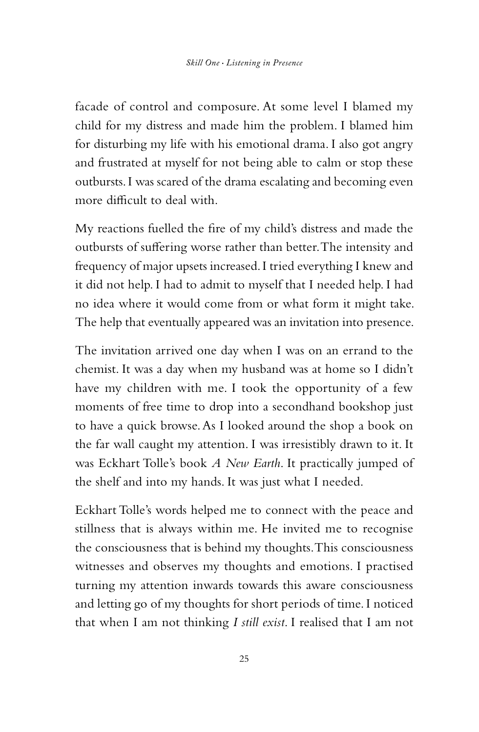facade of control and composure. At some level I blamed my child for my distress and made him the problem. I blamed him for disturbing my life with his emotional drama. I also got angry and frustrated at myself for not being able to calm or stop these outbursts. I was scared of the drama escalating and becoming even more difficult to deal with.

My reactions fuelled the fire of my child's distress and made the outbursts of suffering worse rather than better. The intensity and frequency of major upsets increased. I tried everything I knew and it did not help. I had to admit to myself that I needed help. I had no idea where it would come from or what form it might take. The help that eventually appeared was an invitation into presence.

The invitation arrived one day when I was on an errand to the chemist. It was a day when my husband was at home so I didn't have my children with me. I took the opportunity of a few moments of free time to drop into a secondhand bookshop just to have a quick browse. As I looked around the shop a book on the far wall caught my attention. I was irresistibly drawn to it. It was Eckhart Tolle's book *A New Earth*. It practically jumped of the shelf and into my hands. It was just what I needed.

Eckhart Tolle's words helped me to connect with the peace and stillness that is always within me. He invited me to recognise the consciousness that is behind my thoughts. This consciousness witnesses and observes my thoughts and emotions. I practised turning my attention inwards towards this aware consciousness and letting go of my thoughts for short periods of time. I noticed that when I am not thinking *I still exist*. I realised that I am not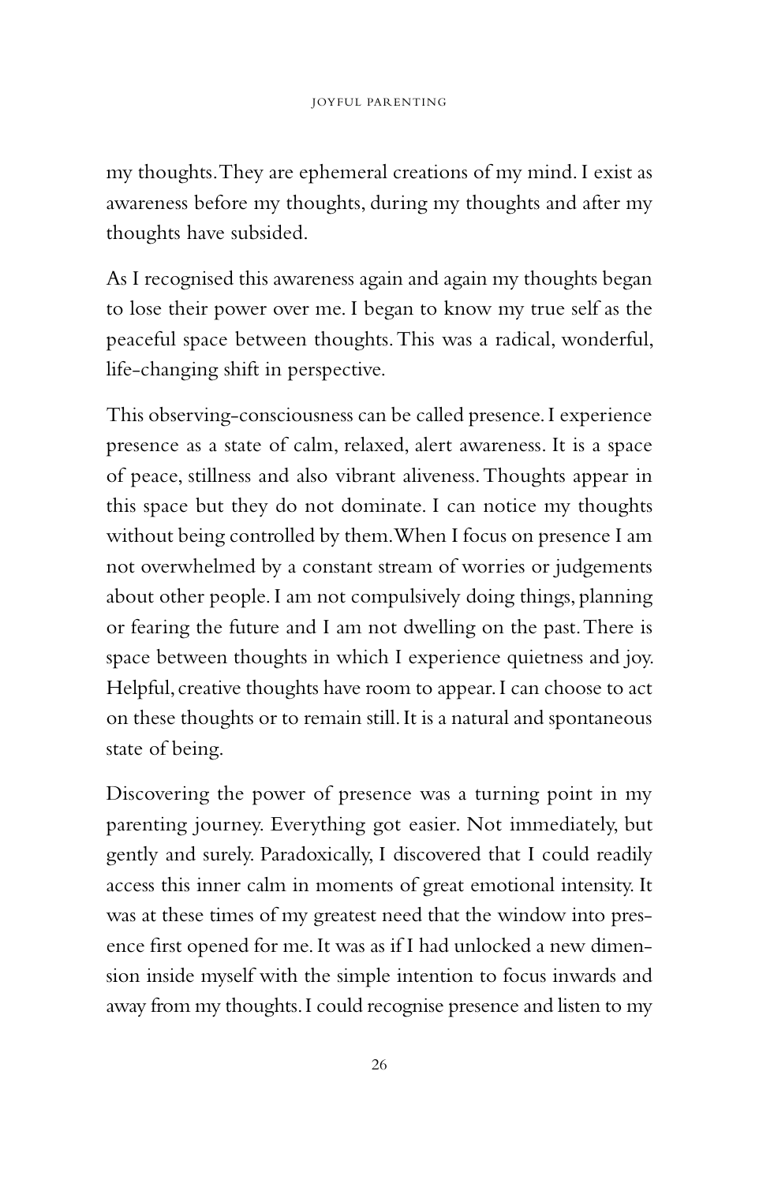my thoughts. They are ephemeral creations of my mind. I exist as awareness before my thoughts, during my thoughts and after my thoughts have subsided.

As I recognised this awareness again and again my thoughts began to lose their power over me. I began to know my true self as the peaceful space between thoughts. This was a radical, wonderful, life-changing shift in perspective.

This observing-consciousness can be called presence. I experience presence as a state of calm, relaxed, alert awareness. It is a space of peace, stillness and also vibrant aliveness. Thoughts appear in this space but they do not dominate. I can notice my thoughts without being controlled by them. When I focus on presence I am not overwhelmed by a constant stream of worries or judgements about other people. I am not compulsively doing things, planning or fearing the future and I am not dwelling on the past. There is space between thoughts in which I experience quietness and joy. Helpful, creative thoughts have room to appear. I can choose to act on these thoughts or to remain still. It is a natural and spontaneous state of being.

Discovering the power of presence was a turning point in my parenting journey. Everything got easier. Not immediately, but gently and surely. Paradoxically, I discovered that I could readily access this inner calm in moments of great emotional intensity. It was at these times of my greatest need that the window into presence first opened for me. It was as if I had unlocked a new dimension inside myself with the simple intention to focus inwards and away from my thoughts. I could recognise presence and listen to my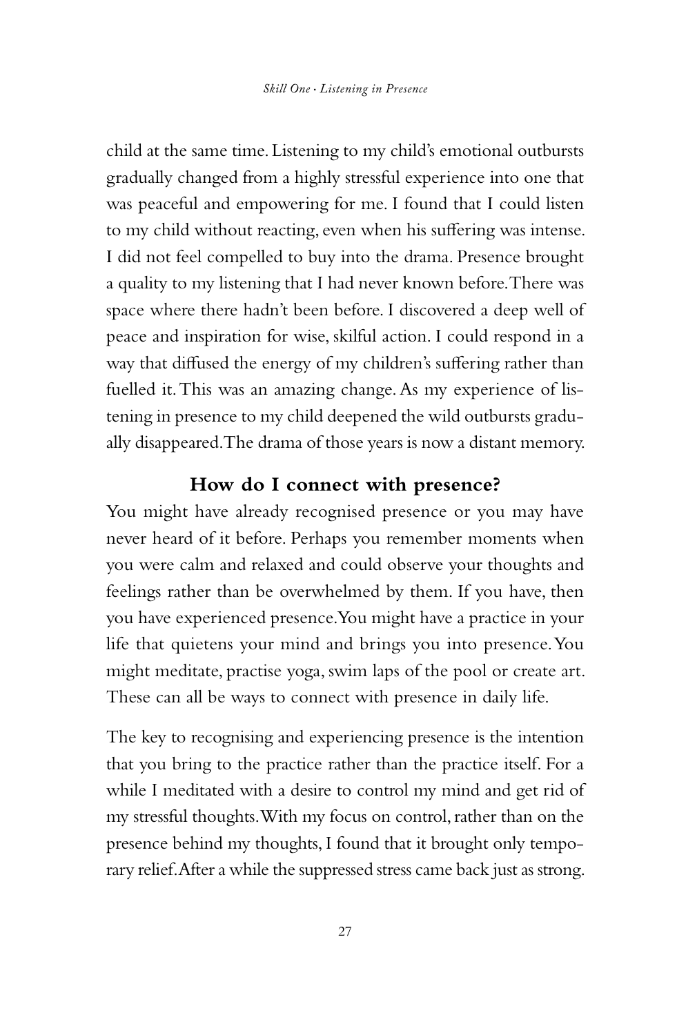child at the same time. Listening to my child's emotional outbursts gradually changed from a highly stressful experience into one that was peaceful and empowering for me. I found that I could listen to my child without reacting, even when his suffering was intense. I did not feel compelled to buy into the drama. Presence brought a quality to my listening that I had never known before. There was space where there hadn't been before. I discovered a deep well of peace and inspiration for wise, skilful action. I could respond in a way that diffused the energy of my children's suffering rather than fuelled it. This was an amazing change. As my experience of listening in presence to my child deepened the wild outbursts gradually disappeared. The drama of those years is now a distant memory.

## How do I connect with presence?

You might have already recognised presence or you may have never heard of it before. Perhaps you remember moments when you were calm and relaxed and could observe your thoughts and feelings rather than be overwhelmed by them. If you have, then you have experienced presence. You might have a practice in your life that quietens your mind and brings you into presence. You might meditate, practise yoga, swim laps of the pool or create art. These can all be ways to connect with presence in daily life.

The key to recognising and experiencing presence is the intention that you bring to the practice rather than the practice itself. For a while I meditated with a desire to control my mind and get rid of my stressful thoughts. With my focus on control, rather than on the presence behind my thoughts, I found that it brought only temporary relief. After a while the suppressed stress came back just as strong.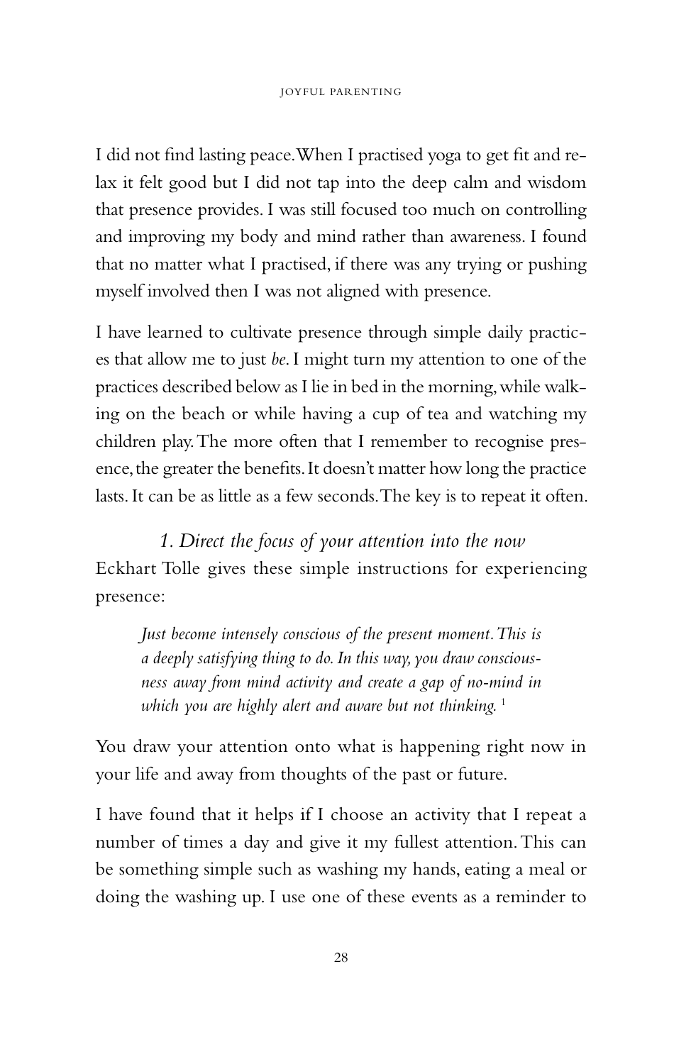I did not find lasting peace. When I practised yoga to get fit and relax it felt good but I did not tap into the deep calm and wisdom that presence provides. I was still focused too much on controlling and improving my body and mind rather than awareness. I found that no matter what I practised, if there was any trying or pushing myself involved then I was not aligned with presence.

I have learned to cultivate presence through simple daily practices that allow me to just *be*. I might turn my attention to one of the practices described below as I lie in bed in the morning, while walking on the beach or while having a cup of tea and watching my children play. The more often that I remember to recognise presence, the greater the benefits. It doesn't matter how long the practice lasts. It can be as little as a few seconds. The key is to repeat it often.

### *1. Direct the focus of your attention into the now*

Eckhart Tolle gives these simple instructions for experiencing presence:

> *Just become intensely conscious of the present moment. This is a deeply satisfying thing to do. In this way, you draw consciousness away from mind activity and create a gap of no-mind in which you are highly alert and aware but not thinking.* [1]

You draw your attention onto what is happening right now in your life and away from thoughts of the past or future.

I have found that it helps if I choose an activity that I repeat a number of times a day and give it my fullest attention. This can be something simple such as washing my hands, eating a meal or doing the washing up. I use one of these events as a reminder to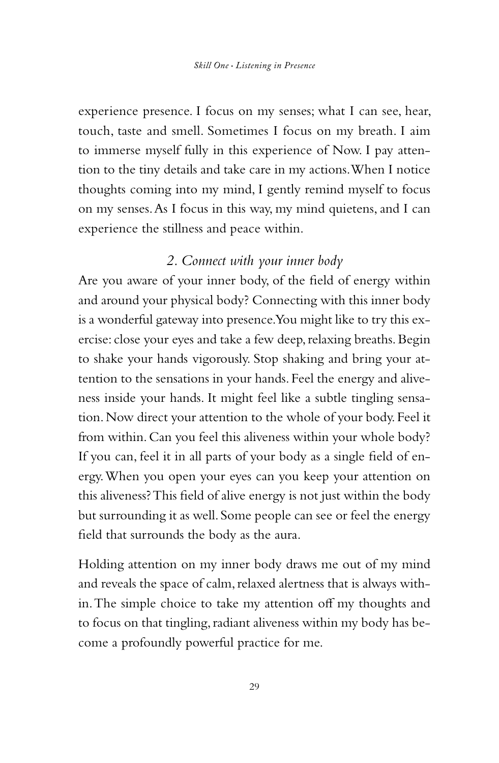experience presence. I focus on my senses; what I can see, hear, touch, taste and smell. Sometimes I focus on my breath. I aim to immerse myself fully in this experience of Now. I pay attention to the tiny details and take care in my actions. When I notice thoughts coming into my mind, I gently remind myself to focus on my senses. As I focus in this way, my mind quietens, and I can experience the stillness and peace within.

### *2. Connect with your inner body*

Are you aware of your inner body, of the field of energy within and around your physical body? Connecting with this inner body is a wonderful gateway into presence. You might like to try this exercise: close your eyes and take a few deep, relaxing breaths. Begin to shake your hands vigorously. Stop shaking and bring your attention to the sensations in your hands. Feel the energy and aliveness inside your hands. It might feel like a subtle tingling sensation. Now direct your attention to the whole of your body. Feel it from within. Can you feel this aliveness within your whole body? If you can, feel it in all parts of your body as a single field of energy. When you open your eyes can you keep your attention on this aliveness? This field of alive energy is not just within the body but surrounding it as well. Some people can see or feel the energy field that surrounds the body as the aura.

Holding attention on my inner body draws me out of my mind and reveals the space of calm, relaxed alertness that is always within. The simple choice to take my attention off my thoughts and to focus on that tingling, radiant aliveness within my body has become a profoundly powerful practice for me.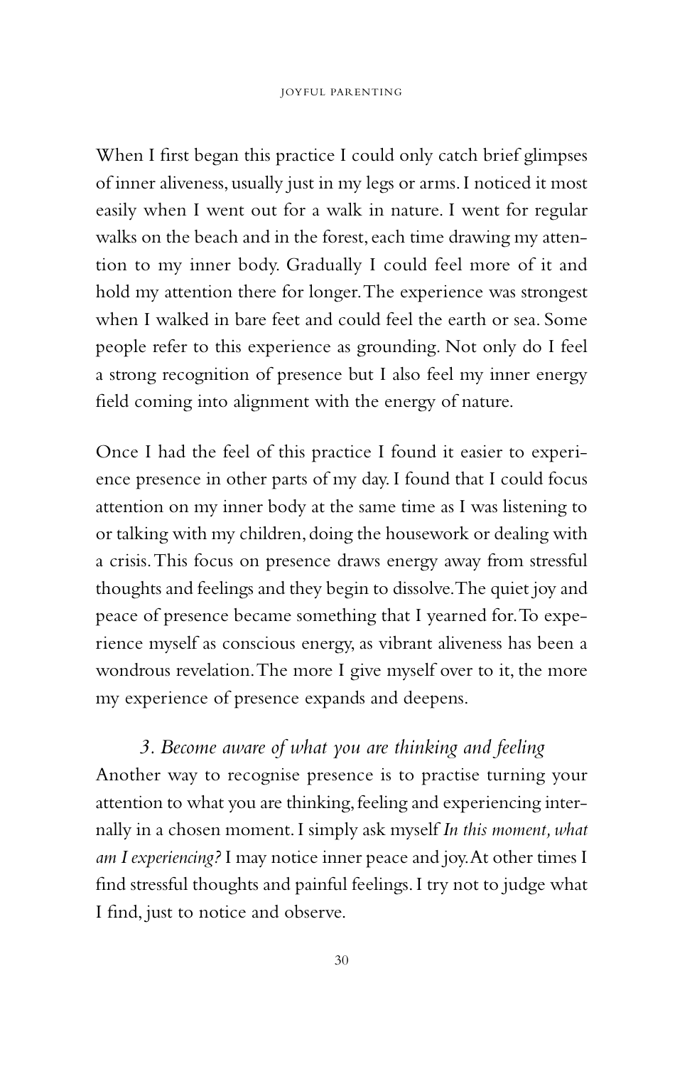When I first began this practice I could only catch brief glimpses of inner aliveness, usually just in my legs or arms. I noticed it most easily when I went out for a walk in nature. I went for regular walks on the beach and in the forest, each time drawing my attention to my inner body. Gradually I could feel more of it and hold my attention there for longer. The experience was strongest when I walked in bare feet and could feel the earth or sea. Some people refer to this experience as grounding. Not only do I feel a strong recognition of presence but I also feel my inner energy field coming into alignment with the energy of nature.

Once I had the feel of this practice I found it easier to experience presence in other parts of my day. I found that I could focus attention on my inner body at the same time as I was listening to or talking with my children, doing the housework or dealing with a crisis. This focus on presence draws energy away from stressful thoughts and feelings and they begin to dissolve. The quiet joy and peace of presence became something that I yearned for. To experience myself as conscious energy, as vibrant aliveness has been a wondrous revelation. The more I give myself over to it, the more my experience of presence expands and deepens.

### *3. Become aware of what you are thinking and feeling*

Another way to recognise presence is to practise turning your attention to what you are thinking, feeling and experiencing internally in a chosen moment. I simply ask myself *In this moment, what am I experiencing?* I may notice inner peace and joy. At other times I find stressful thoughts and painful feelings. I try not to judge what I find, just to notice and observe.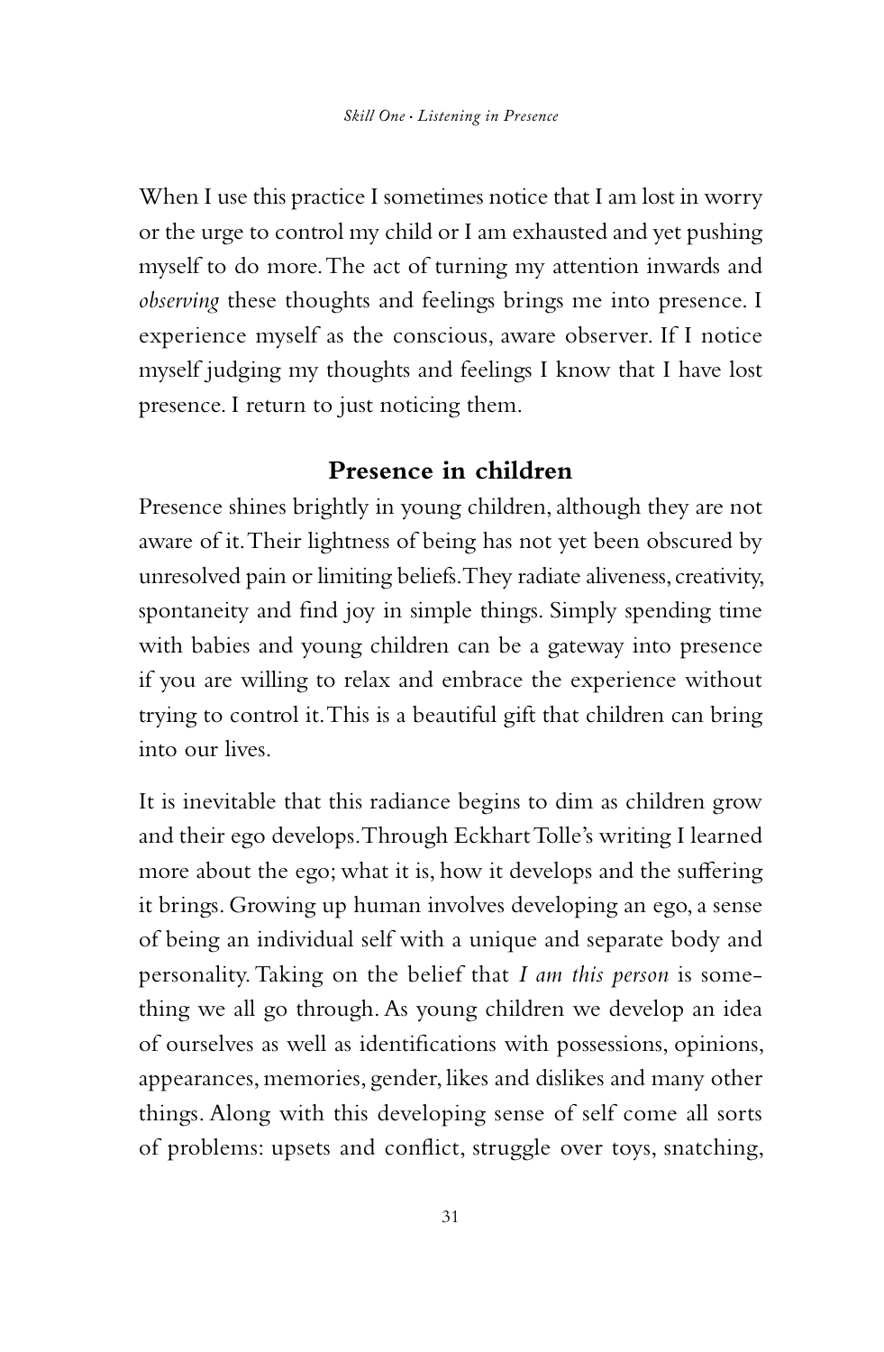When I use this practice I sometimes notice that I am lost in worry or the urge to control my child or I am exhausted and yet pushing myself to do more. The act of turning my attention inwards and *observing* these thoughts and feelings brings me into presence. I experience myself as the conscious, aware observer. If I notice myself judging my thoughts and feelings I know that I have lost presence. I return to just noticing them.

## Presence in children

Presence shines brightly in young children, although they are not aware of it. Their lightness of being has not yet been obscured by unresolved pain or limiting beliefs. They radiate aliveness, creativity, spontaneity and find joy in simple things. Simply spending time with babies and young children can be a gateway into presence if you are willing to relax and embrace the experience without trying to control it. This is a beautiful gift that children can bring into our lives.

It is inevitable that this radiance begins to dim as children grow and their ego develops. Through Eckhart Tolle's writing I learned more about the ego; what it is, how it develops and the suffering it brings. Growing up human involves developing an ego, a sense of being an individual self with a unique and separate body and personality. Taking on the belief that *I am this person* is something we all go through. As young children we develop an idea of ourselves as well as identifications with possessions, opinions, appearances, memories, gender, likes and dislikes and many other things. Along with this developing sense of self come all sorts of problems: upsets and conflict, struggle over toys, snatching,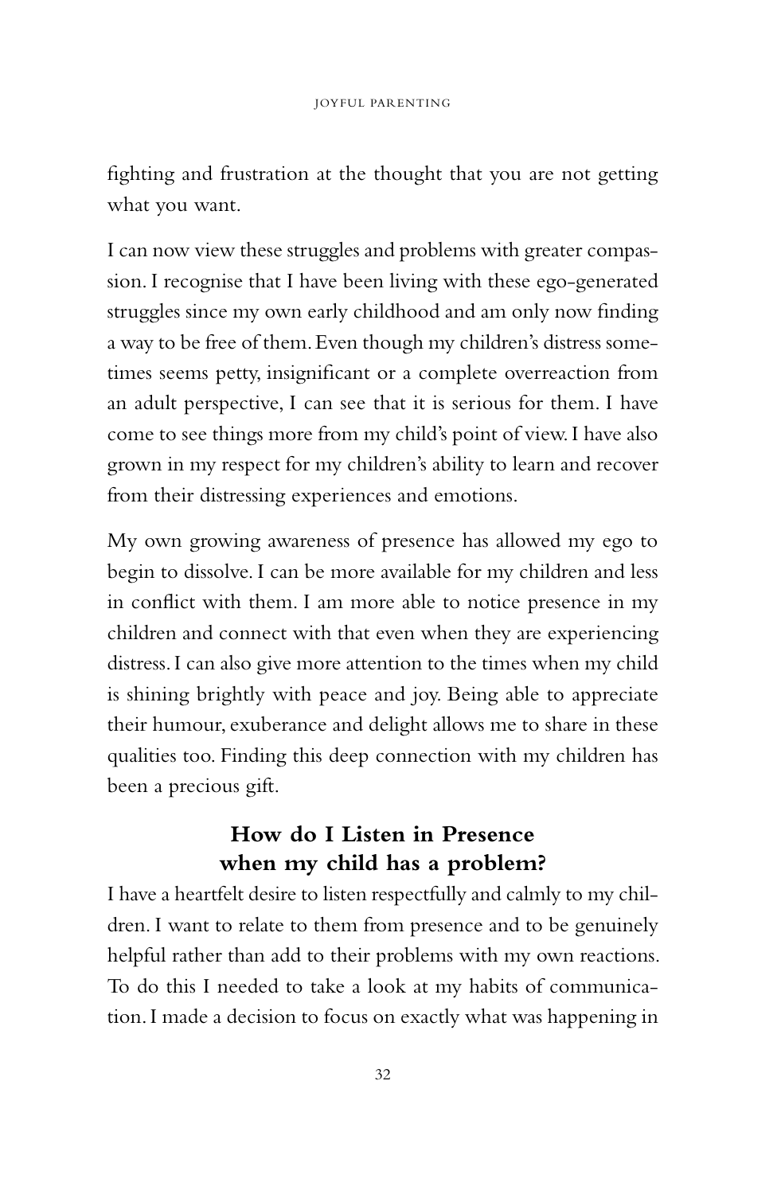fighting and frustration at the thought that you are not getting what you want.

I can now view these struggles and problems with greater compassion. I recognise that I have been living with these ego-generated struggles since my own early childhood and am only now finding a way to be free of them. Even though my children's distress sometimes seems petty, insignificant or a complete overreaction from an adult perspective, I can see that it is serious for them. I have come to see things more from my child's point of view. I have also grown in my respect for my children's ability to learn and recover from their distressing experiences and emotions.

My own growing awareness of presence has allowed my ego to begin to dissolve. I can be more available for my children and less in conflict with them. I am more able to notice presence in my children and connect with that even when they are experiencing distress. I can also give more attention to the times when my child is shining brightly with peace and joy. Being able to appreciate their humour, exuberance and delight allows me to share in these qualities too. Finding this deep connection with my children has been a precious gift.

## How do I Listen in Presence when my child has a problem?

I have a heartfelt desire to listen respectfully and calmly to my children. I want to relate to them from presence and to be genuinely helpful rather than add to their problems with my own reactions. To do this I needed to take a look at my habits of communication. I made a decision to focus on exactly what was happening in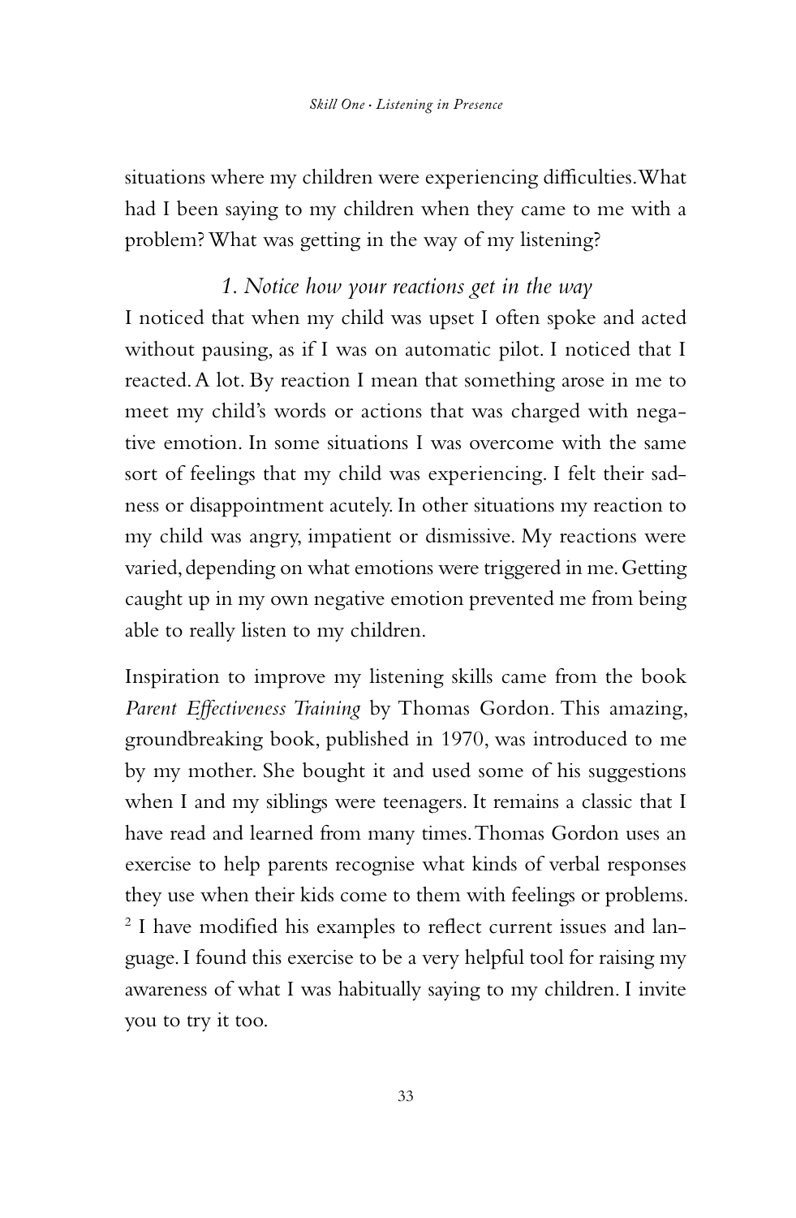situations where my children were experiencing difficulties. What had I been saying to my children when they came to me with a problem? What was getting in the way of my listening?

### *1. Notice how your reactions get in the way*

I noticed that when my child was upset I often spoke and acted without pausing, as if I was on automatic pilot. I noticed that I reacted. A lot. By reaction I mean that something arose in me to meet my child's words or actions that was charged with negative emotion. In some situations I was overcome with the same sort of feelings that my child was experiencing. I felt their sadness or disappointment acutely. In other situations my reaction to my child was angry, impatient or dismissive. My reactions were varied, depending on what emotions were triggered in me. Getting caught up in my own negative emotion prevented me from being able to really listen to my children.

Inspiration to improve my listening skills came from the book *Parent Effectiveness Training* by Thomas Gordon. This amazing, groundbreaking book, published in 1970, was introduced to me by my mother. She bought it and used some of his suggestions when I and my siblings were teenagers. It remains a classic that I have read and learned from many times. Thomas Gordon uses an exercise to help parents recognise what kinds of verbal responses they use when their kids come to them with feelings or problems. [2] I have modified his examples to reflect current issues and language. I found this exercise to be a very helpful tool for raising my awareness of what I was habitually saying to my children. I invite you to try it too.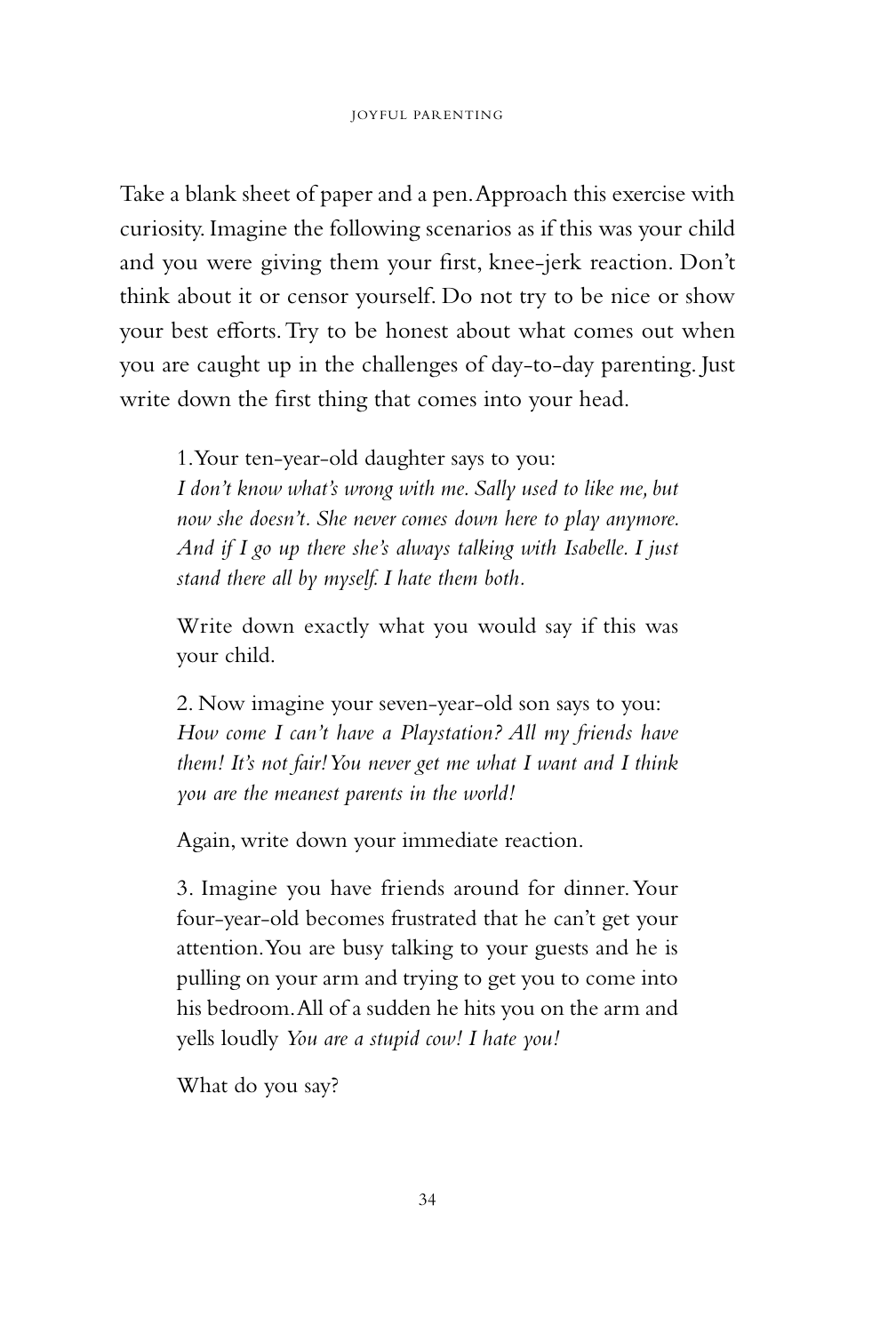Take a blank sheet of paper and a pen. Approach this exercise with curiosity. Imagine the following scenarios as if this was your child and you were giving them your first, knee-jerk reaction. Don't think about it or censor yourself. Do not try to be nice or show your best efforts. Try to be honest about what comes out when you are caught up in the challenges of day-to-day parenting. Just write down the first thing that comes into your head.

1. Your ten-year-old daughter says to you:
*I don't know what's wrong with me. Sally used to like me, but now she doesn't. She never comes down here to play anymore. And if I go up there she's always talking with Isabelle. I just stand there all by myself. I hate them both.*

Write down exactly what you would say if this was your child.

2. Now imagine your seven-year-old son says to you:
*How come I can't have a Playstation? All my friends have them! It's not fair! You never get me what I want and I think you are the meanest parents in the world!*

Again, write down your immediate reaction.

3. Imagine you have friends around for dinner. Your four-year-old becomes frustrated that he can't get your attention. You are busy talking to your guests and he is pulling on your arm and trying to get you to come into his bedroom. All of a sudden he hits you on the arm and yells loudly *You are a stupid cow! I hate you!*

What do you say?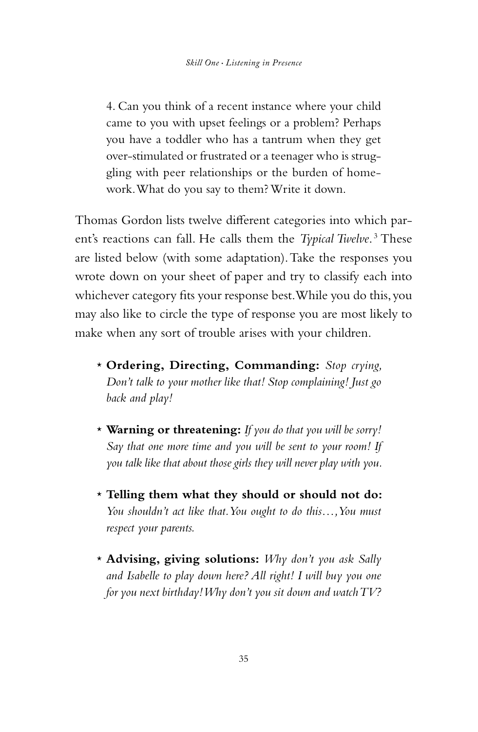4. Can you think of a recent instance where your child came to you with upset feelings or a problem? Perhaps you have a toddler who has a tantrum when they get over-stimulated or frustrated or a teenager who is struggling with peer relationships or the burden of homework. What do you say to them? Write it down.

Thomas Gordon lists twelve different categories into which parent's reactions can fall. He calls them the *Typical Twelve*.[3] These are listed below (with some adaptation). Take the responses you wrote down on your sheet of paper and try to classify each into whichever category fits your response best. While you do this, you may also like to circle the type of response you are most likely to make when any sort of trouble arises with your children.

- **Ordering, Directing, Commanding:** *Stop crying, Don't talk to your mother like that! Stop complaining! Just go back and play!*
- **Warning or threatening:** *If you do that you will be sorry! Say that one more time and you will be sent to your room! If you talk like that about those girls they will never play with you.*
- **Telling them what they should or should not do:** *You shouldn't act like that. You ought to do this…, You must respect your parents.*
- **Advising, giving solutions:** *Why don't you ask Sally and Isabelle to play down here? All right! I will buy you one for you next birthday! Why don't you sit down and watch TV?*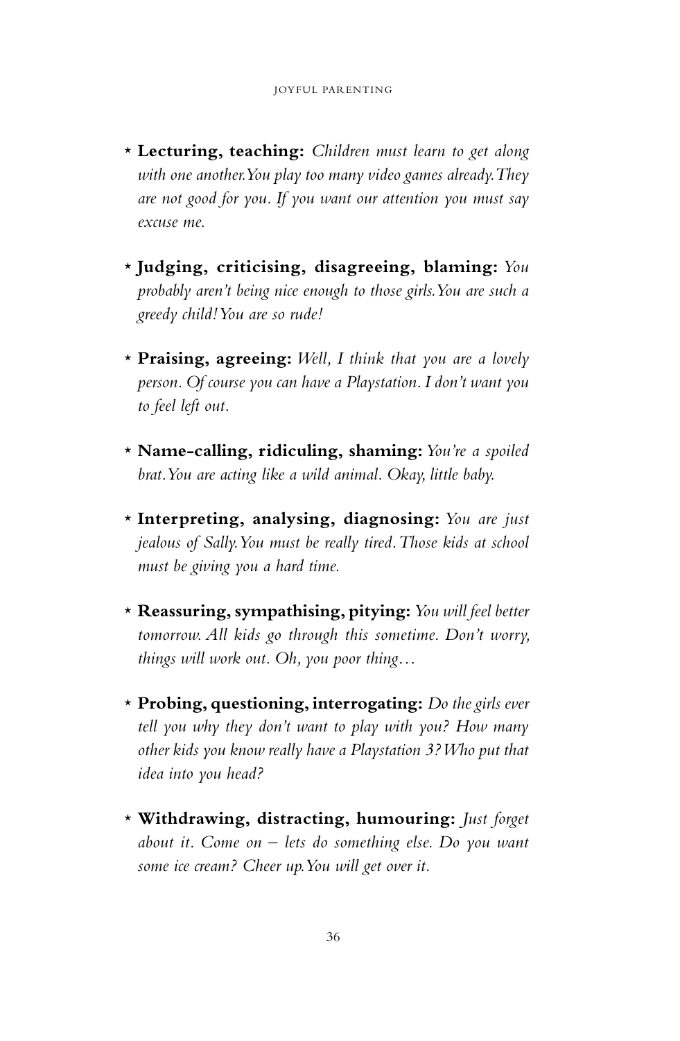- **Lecturing, teaching:** *Children must learn to get along with one another. You play too many video games already. They are not good for you. If you want our attention you must say excuse me.*

- **Judging, criticising, disagreeing, blaming:** *You probably aren't being nice enough to those girls. You are such a greedy child! You are so rude!*

- **Praising, agreeing:** *Well, I think that you are a lovely person. Of course you can have a Playstation. I don't want you to feel left out.*

- **Name-calling, ridiculing, shaming:** *You're a spoiled brat. You are acting like a wild animal. Okay, little baby.*

- **Interpreting, analysing, diagnosing:** *You are just jealous of Sally. You must be really tired. Those kids at school must be giving you a hard time.*

- **Reassuring, sympathising, pitying:** *You will feel better tomorrow. All kids go through this sometime. Don't worry, things will work out. Oh, you poor thing…*

- **Probing, questioning, interrogating:** *Do the girls ever tell you why they don't want to play with you? How many other kids you know really have a Playstation 3? Who put that idea into you head?*

- **Withdrawing, distracting, humouring:** *Just forget about it. Come on – lets do something else. Do you want some ice cream? Cheer up. You will get over it.*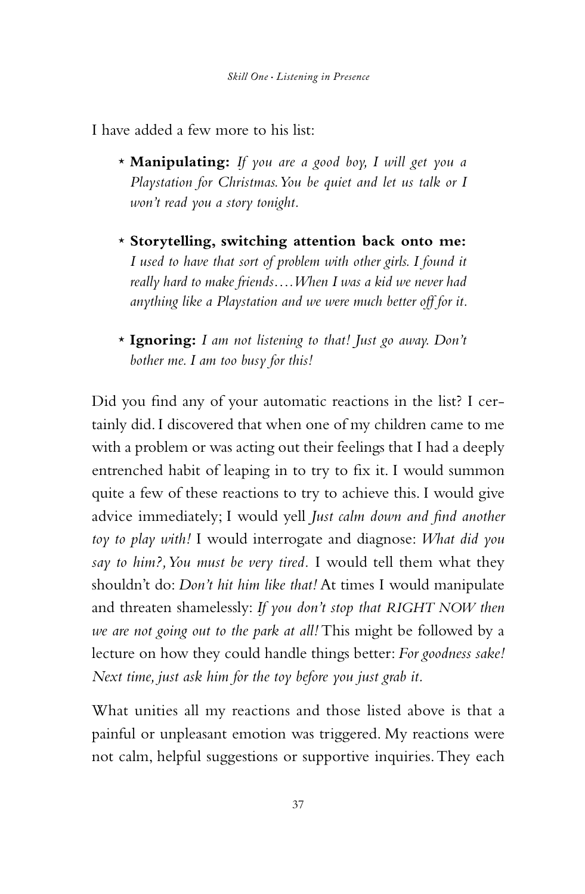I have added a few more to his list:

- **Manipulating:** *If you are a good boy, I will get you a Playstation for Christmas. You be quiet and let us talk or I won't read you a story tonight.*

- **Storytelling, switching attention back onto me:** *I used to have that sort of problem with other girls. I found it really hard to make friends.... When I was a kid we never had anything like a Playstation and we were much better off for it.*

- **Ignoring:** *I am not listening to that! Just go away. Don't bother me. I am too busy for this!*

Did you find any of your automatic reactions in the list? I certainly did. I discovered that when one of my children came to me with a problem or was acting out their feelings that I had a deeply entrenched habit of leaping in to try to fix it. I would summon quite a few of these reactions to try to achieve this. I would give advice immediately; I would yell *Just calm down and find another toy to play with!* I would interrogate and diagnose: *What did you say to him?, You must be very tired.* I would tell them what they shouldn't do: *Don't hit him like that!* At times I would manipulate and threaten shamelessly: *If you don't stop that RIGHT NOW then we are not going out to the park at all!* This might be followed by a lecture on how they could handle things better: *For goodness sake! Next time, just ask him for the toy before you just grab it.*

What unities all my reactions and those listed above is that a painful or unpleasant emotion was triggered. My reactions were not calm, helpful suggestions or supportive inquiries. They each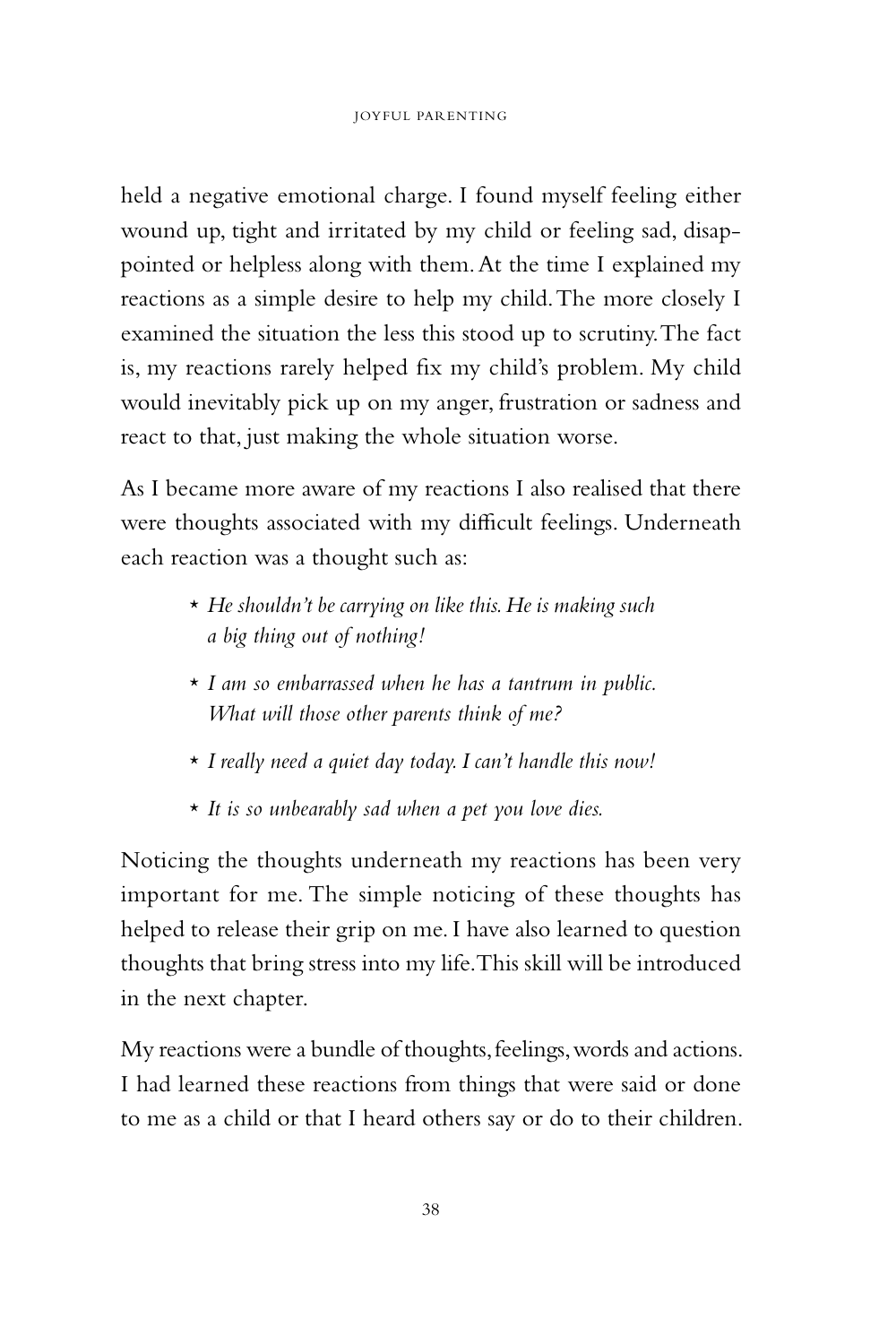held a negative emotional charge. I found myself feeling either wound up, tight and irritated by my child or feeling sad, disappointed or helpless along with them. At the time I explained my reactions as a simple desire to help my child. The more closely I examined the situation the less this stood up to scrutiny. The fact is, my reactions rarely helped fix my child's problem. My child would inevitably pick up on my anger, frustration or sadness and react to that, just making the whole situation worse.

As I became more aware of my reactions I also realised that there were thoughts associated with my difficult feelings. Underneath each reaction was a thought such as:

- *He shouldn't be carrying on like this. He is making such a big thing out of nothing!*
- *I am so embarrassed when he has a tantrum in public. What will those other parents think of me?*
- *I really need a quiet day today. I can't handle this now!*
- *It is so unbearably sad when a pet you love dies.*

Noticing the thoughts underneath my reactions has been very important for me. The simple noticing of these thoughts has helped to release their grip on me. I have also learned to question thoughts that bring stress into my life. This skill will be introduced in the next chapter.

My reactions were a bundle of thoughts, feelings, words and actions. I had learned these reactions from things that were said or done to me as a child or that I heard others say or do to their children.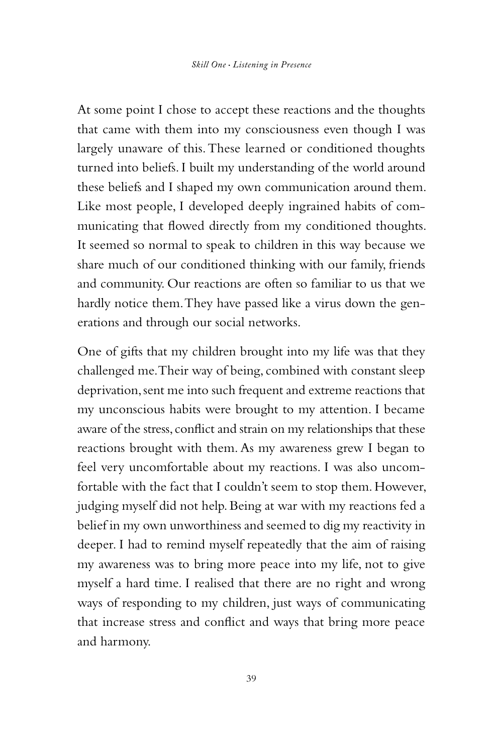At some point I chose to accept these reactions and the thoughts that came with them into my consciousness even though I was largely unaware of this. These learned or conditioned thoughts turned into beliefs. I built my understanding of the world around these beliefs and I shaped my own communication around them. Like most people, I developed deeply ingrained habits of communicating that flowed directly from my conditioned thoughts. It seemed so normal to speak to children in this way because we share much of our conditioned thinking with our family, friends and community. Our reactions are often so familiar to us that we hardly notice them. They have passed like a virus down the generations and through our social networks.

One of gifts that my children brought into my life was that they challenged me. Their way of being, combined with constant sleep deprivation, sent me into such frequent and extreme reactions that my unconscious habits were brought to my attention. I became aware of the stress, conflict and strain on my relationships that these reactions brought with them. As my awareness grew I began to feel very uncomfortable about my reactions. I was also uncomfortable with the fact that I couldn't seem to stop them. However, judging myself did not help. Being at war with my reactions fed a belief in my own unworthiness and seemed to dig my reactivity in deeper. I had to remind myself repeatedly that the aim of raising my awareness was to bring more peace into my life, not to give myself a hard time. I realised that there are no right and wrong ways of responding to my children, just ways of communicating that increase stress and conflict and ways that bring more peace and harmony.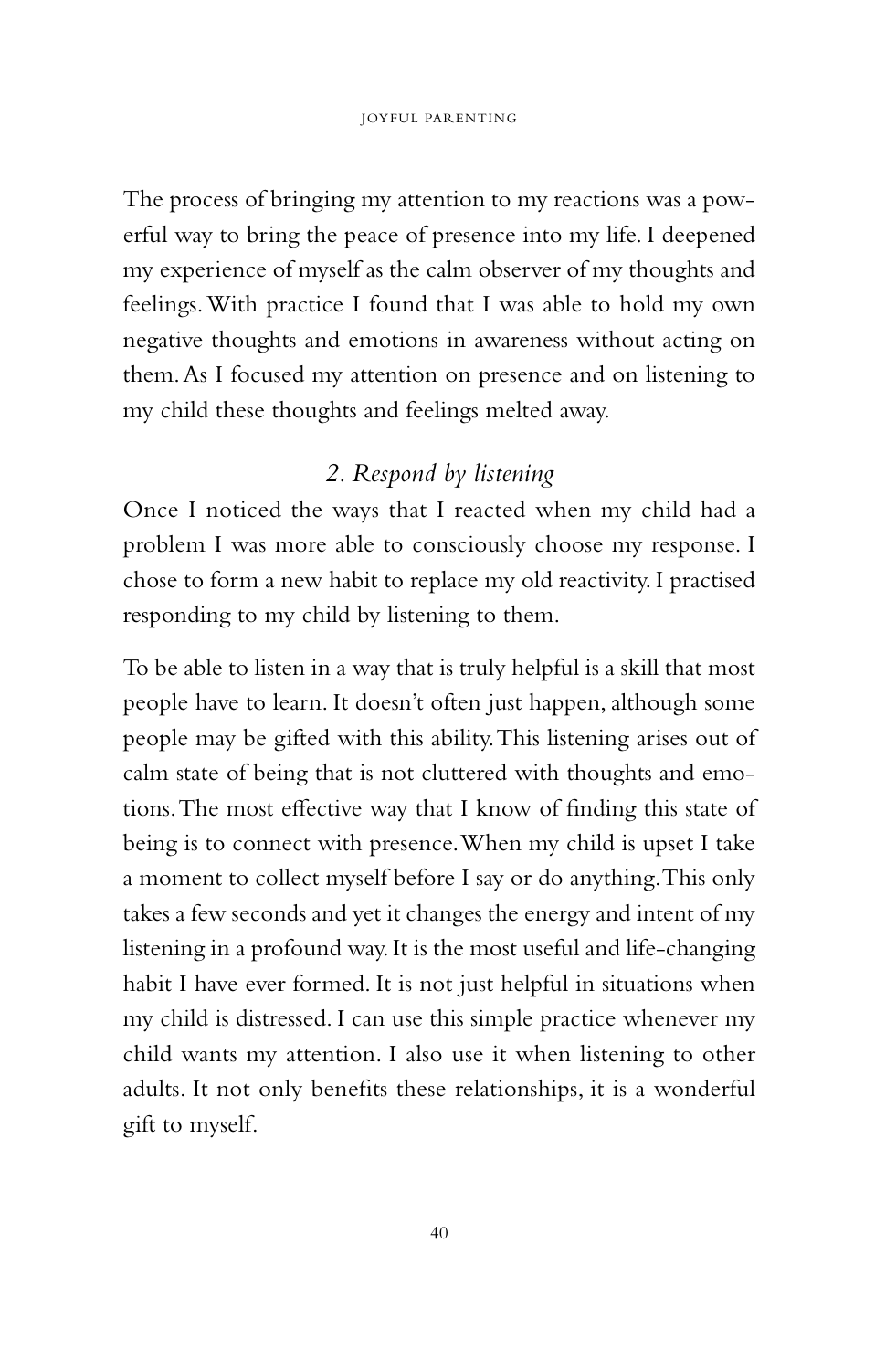The process of bringing my attention to my reactions was a powerful way to bring the peace of presence into my life. I deepened my experience of myself as the calm observer of my thoughts and feelings. With practice I found that I was able to hold my own negative thoughts and emotions in awareness without acting on them. As I focused my attention on presence and on listening to my child these thoughts and feelings melted away.

### *2. Respond by listening*

Once I noticed the ways that I reacted when my child had a problem I was more able to consciously choose my response. I chose to form a new habit to replace my old reactivity. I practised responding to my child by listening to them.

To be able to listen in a way that is truly helpful is a skill that most people have to learn. It doesn't often just happen, although some people may be gifted with this ability. This listening arises out of calm state of being that is not cluttered with thoughts and emotions. The most effective way that I know of finding this state of being is to connect with presence. When my child is upset I take a moment to collect myself before I say or do anything. This only takes a few seconds and yet it changes the energy and intent of my listening in a profound way. It is the most useful and life-changing habit I have ever formed. It is not just helpful in situations when my child is distressed. I can use this simple practice whenever my child wants my attention. I also use it when listening to other adults. It not only benefits these relationships, it is a wonderful gift to myself.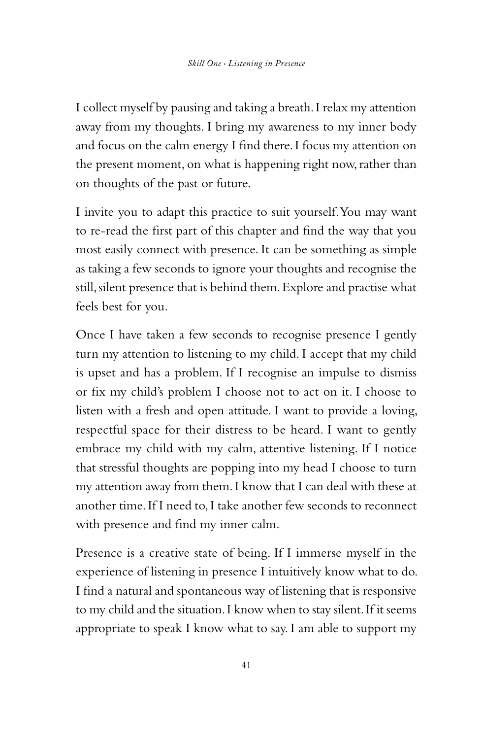I collect myself by pausing and taking a breath. I relax my attention away from my thoughts. I bring my awareness to my inner body and focus on the calm energy I find there. I focus my attention on the present moment, on what is happening right now, rather than on thoughts of the past or future.

I invite you to adapt this practice to suit yourself. You may want to re-read the first part of this chapter and find the way that you most easily connect with presence. It can be something as simple as taking a few seconds to ignore your thoughts and recognise the still, silent presence that is behind them. Explore and practise what feels best for you.

Once I have taken a few seconds to recognise presence I gently turn my attention to listening to my child. I accept that my child is upset and has a problem. If I recognise an impulse to dismiss or fix my child's problem I choose not to act on it. I choose to listen with a fresh and open attitude. I want to provide a loving, respectful space for their distress to be heard. I want to gently embrace my child with my calm, attentive listening. If I notice that stressful thoughts are popping into my head I choose to turn my attention away from them. I know that I can deal with these at another time. If I need to, I take another few seconds to reconnect with presence and find my inner calm.

Presence is a creative state of being. If I immerse myself in the experience of listening in presence I intuitively know what to do. I find a natural and spontaneous way of listening that is responsive to my child and the situation. I know when to stay silent. If it seems appropriate to speak I know what to say. I am able to support my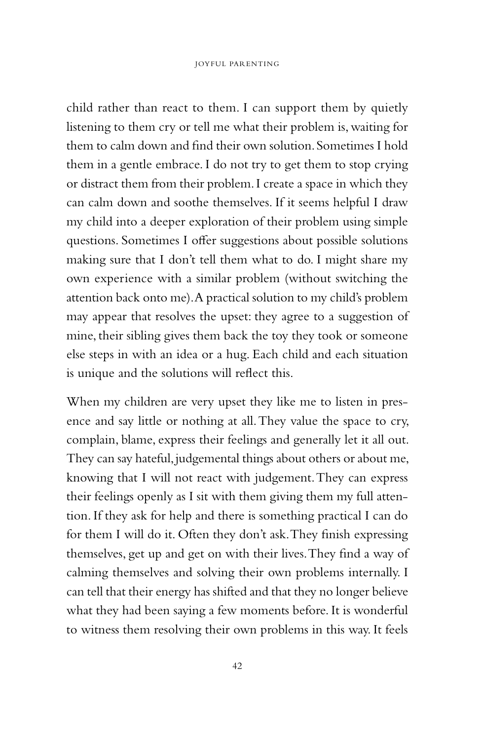child rather than react to them. I can support them by quietly listening to them cry or tell me what their problem is, waiting for them to calm down and find their own solution. Sometimes I hold them in a gentle embrace. I do not try to get them to stop crying or distract them from their problem. I create a space in which they can calm down and soothe themselves. If it seems helpful I draw my child into a deeper exploration of their problem using simple questions. Sometimes I offer suggestions about possible solutions making sure that I don't tell them what to do. I might share my own experience with a similar problem (without switching the attention back onto me). A practical solution to my child's problem may appear that resolves the upset: they agree to a suggestion of mine, their sibling gives them back the toy they took or someone else steps in with an idea or a hug. Each child and each situation is unique and the solutions will reflect this.

When my children are very upset they like me to listen in presence and say little or nothing at all. They value the space to cry, complain, blame, express their feelings and generally let it all out. They can say hateful, judgemental things about others or about me, knowing that I will not react with judgement. They can express their feelings openly as I sit with them giving them my full attention. If they ask for help and there is something practical I can do for them I will do it. Often they don't ask. They finish expressing themselves, get up and get on with their lives. They find a way of calming themselves and solving their own problems internally. I can tell that their energy has shifted and that they no longer believe what they had been saying a few moments before. It is wonderful to witness them resolving their own problems in this way. It feels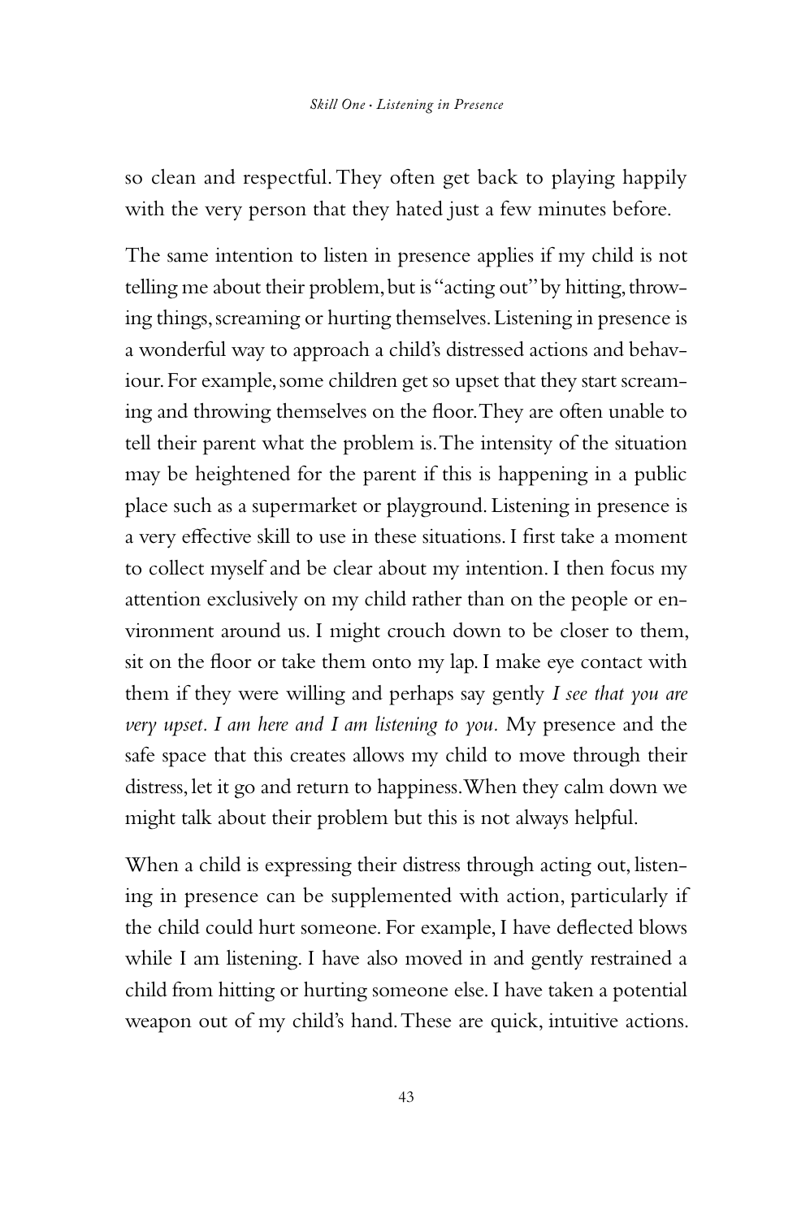so clean and respectful. They often get back to playing happily with the very person that they hated just a few minutes before.

The same intention to listen in presence applies if my child is not telling me about their problem, but is "acting out" by hitting, throwing things, screaming or hurting themselves. Listening in presence is a wonderful way to approach a child's distressed actions and behaviour. For example, some children get so upset that they start screaming and throwing themselves on the floor. They are often unable to tell their parent what the problem is. The intensity of the situation may be heightened for the parent if this is happening in a public place such as a supermarket or playground. Listening in presence is a very effective skill to use in these situations. I first take a moment to collect myself and be clear about my intention. I then focus my attention exclusively on my child rather than on the people or environment around us. I might crouch down to be closer to them, sit on the floor or take them onto my lap. I make eye contact with them if they were willing and perhaps say gently *I see that you are very upset. I am here and I am listening to you.* My presence and the safe space that this creates allows my child to move through their distress, let it go and return to happiness. When they calm down we might talk about their problem but this is not always helpful.

When a child is expressing their distress through acting out, listening in presence can be supplemented with action, particularly if the child could hurt someone. For example, I have deflected blows while I am listening. I have also moved in and gently restrained a child from hitting or hurting someone else. I have taken a potential weapon out of my child's hand. These are quick, intuitive actions.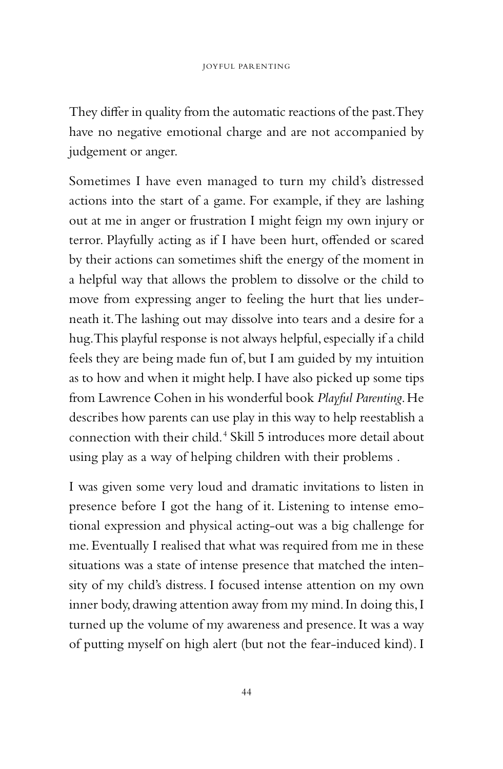They differ in quality from the automatic reactions of the past. They have no negative emotional charge and are not accompanied by judgement or anger.

Sometimes I have even managed to turn my child's distressed actions into the start of a game. For example, if they are lashing out at me in anger or frustration I might feign my own injury or terror. Playfully acting as if I have been hurt, offended or scared by their actions can sometimes shift the energy of the moment in a helpful way that allows the problem to dissolve or the child to move from expressing anger to feeling the hurt that lies underneath it. The lashing out may dissolve into tears and a desire for a hug. This playful response is not always helpful, especially if a child feels they are being made fun of, but I am guided by my intuition as to how and when it might help. I have also picked up some tips from Lawrence Cohen in his wonderful book *Playful Parenting*. He describes how parents can use play in this way to help reestablish a connection with their child.[4] Skill 5 introduces more detail about using play as a way of helping children with their problems .

I was given some very loud and dramatic invitations to listen in presence before I got the hang of it. Listening to intense emotional expression and physical acting-out was a big challenge for me. Eventually I realised that what was required from me in these situations was a state of intense presence that matched the intensity of my child's distress. I focused intense attention on my own inner body, drawing attention away from my mind. In doing this, I turned up the volume of my awareness and presence. It was a way of putting myself on high alert (but not the fear-induced kind). I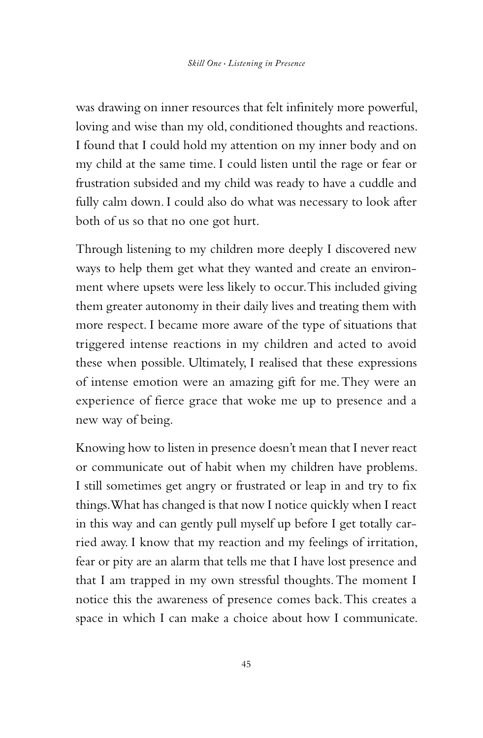was drawing on inner resources that felt infinitely more powerful, loving and wise than my old, conditioned thoughts and reactions. I found that I could hold my attention on my inner body and on my child at the same time. I could listen until the rage or fear or frustration subsided and my child was ready to have a cuddle and fully calm down. I could also do what was necessary to look after both of us so that no one got hurt.

Through listening to my children more deeply I discovered new ways to help them get what they wanted and create an environment where upsets were less likely to occur. This included giving them greater autonomy in their daily lives and treating them with more respect. I became more aware of the type of situations that triggered intense reactions in my children and acted to avoid these when possible. Ultimately, I realised that these expressions of intense emotion were an amazing gift for me. They were an experience of fierce grace that woke me up to presence and a new way of being.

Knowing how to listen in presence doesn't mean that I never react or communicate out of habit when my children have problems. I still sometimes get angry or frustrated or leap in and try to fix things. What has changed is that now I notice quickly when I react in this way and can gently pull myself up before I get totally carried away. I know that my reaction and my feelings of irritation, fear or pity are an alarm that tells me that I have lost presence and that I am trapped in my own stressful thoughts. The moment I notice this the awareness of presence comes back. This creates a space in which I can make a choice about how I communicate.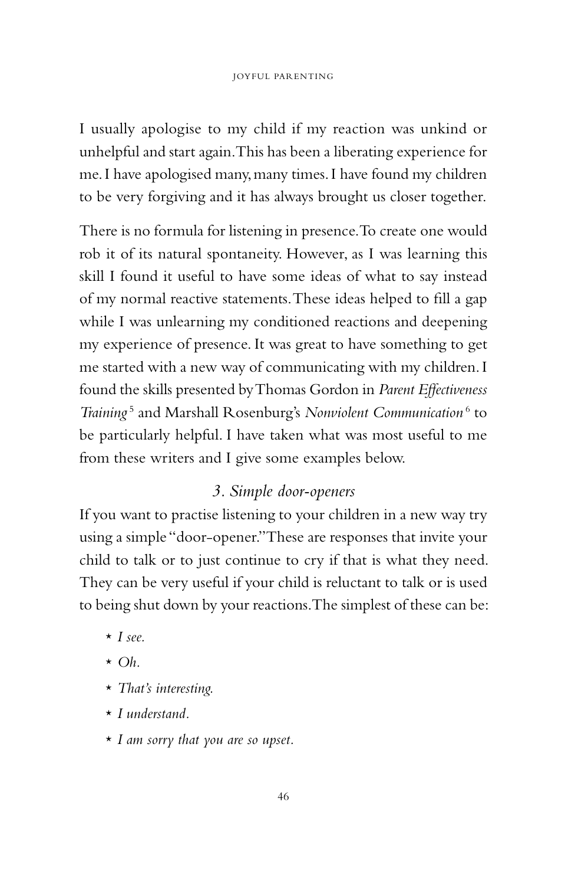I usually apologise to my child if my reaction was unkind or unhelpful and start again. This has been a liberating experience for me. I have apologised many, many times. I have found my children to be very forgiving and it has always brought us closer together.

There is no formula for listening in presence. To create one would rob it of its natural spontaneity. However, as I was learning this skill I found it useful to have some ideas of what to say instead of my normal reactive statements. These ideas helped to fill a gap while I was unlearning my conditioned reactions and deepening my experience of presence. It was great to have something to get me started with a new way of communicating with my children. I found the skills presented by Thomas Gordon in *Parent Effectiveness Training*[5] and Marshall Rosenburg's *Nonviolent Communication*[6] to be particularly helpful. I have taken what was most useful to me from these writers and I give some examples below.

### *3. Simple door-openers*

If you want to practise listening to your children in a new way try using a simple "door-opener." These are responses that invite your child to talk or to just continue to cry if that is what they need. They can be very useful if your child is reluctant to talk or is used to being shut down by your reactions. The simplest of these can be:

- *I see.*
- *Oh.*
- *That's interesting.*
- *I understand.*
- *I am sorry that you are so upset.*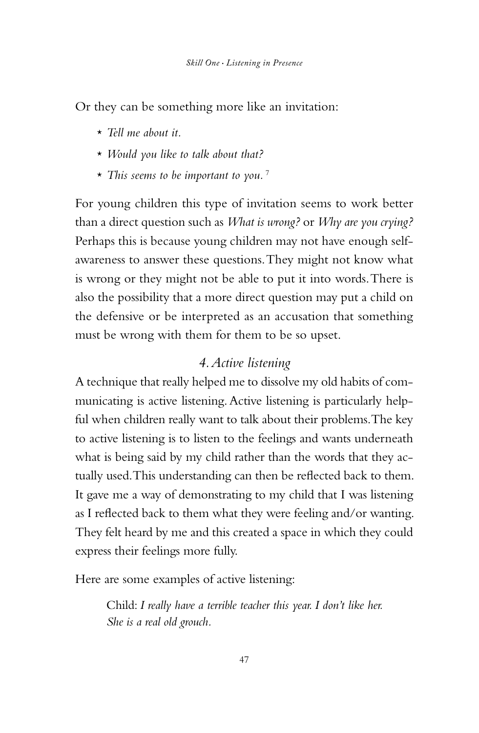Or they can be something more like an invitation:

- *Tell me about it.*
- *Would you like to talk about that?*
- *This seems to be important to you.* [7]

For young children this type of invitation seems to work better than a direct question such as *What is wrong?* or *Why are you crying?* Perhaps this is because young children may not have enough self-awareness to answer these questions. They might not know what is wrong or they might not be able to put it into words. There is also the possibility that a more direct question may put a child on the defensive or be interpreted as an accusation that something must be wrong with them for them to be so upset.

### *4. Active listening*

A technique that really helped me to dissolve my old habits of communicating is active listening. Active listening is particularly helpful when children really want to talk about their problems. The key to active listening is to listen to the feelings and wants underneath what is being said by my child rather than the words that they actually used. This understanding can then be reflected back to them. It gave me a way of demonstrating to my child that I was listening as I reflected back to them what they were feeling and/or wanting. They felt heard by me and this created a space in which they could express their feelings more fully.

Here are some examples of active listening:

> Child: *I really have a terrible teacher this year. I don't like her. She is a real old grouch.*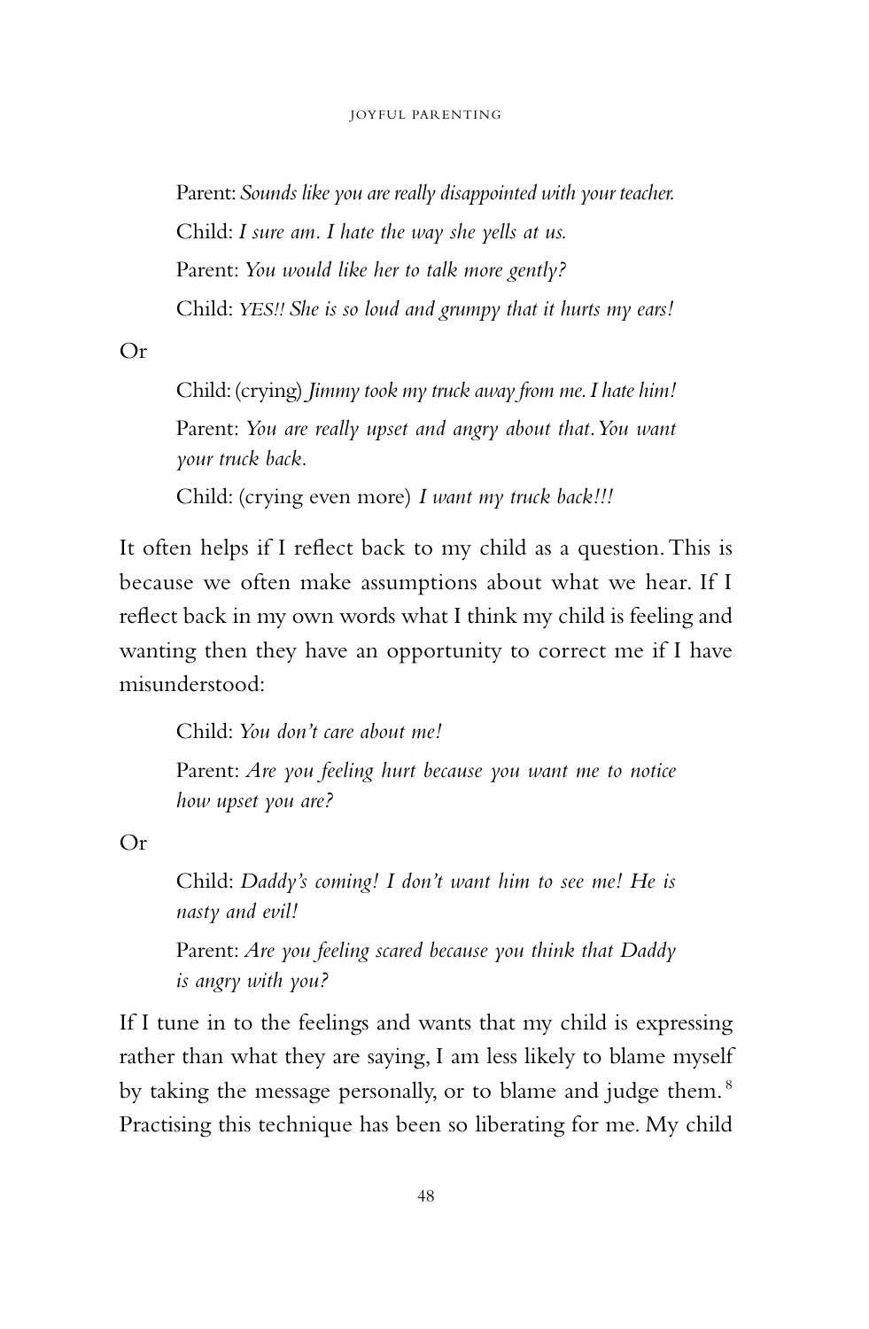Parent: *Sounds like you are really disappointed with your teacher.*

Child: *I sure am. I hate the way she yells at us.*

Parent: *You would like her to talk more gently?*

Child: *YES!! She is so loud and grumpy that it hurts my ears!*

Or

Child: (crying) *Jimmy took my truck away from me. I hate him!*

Parent: *You are really upset and angry about that. You want your truck back.*

Child: (crying even more) *I want my truck back!!!*

It often helps if I reflect back to my child as a question. This is because we often make assumptions about what we hear. If I reflect back in my own words what I think my child is feeling and wanting then they have an opportunity to correct me if I have misunderstood:

Child: *You don't care about me!*

Parent: *Are you feeling hurt because you want me to notice how upset you are?*

Or

Child: *Daddy's coming! I don't want him to see me! He is nasty and evil!*

Parent: *Are you feeling scared because you think that Daddy is angry with you?*

If I tune in to the feelings and wants that my child is expressing rather than what they are saying, I am less likely to blame myself by taking the message personally, or to blame and judge them.[8] Practising this technique has been so liberating for me. My child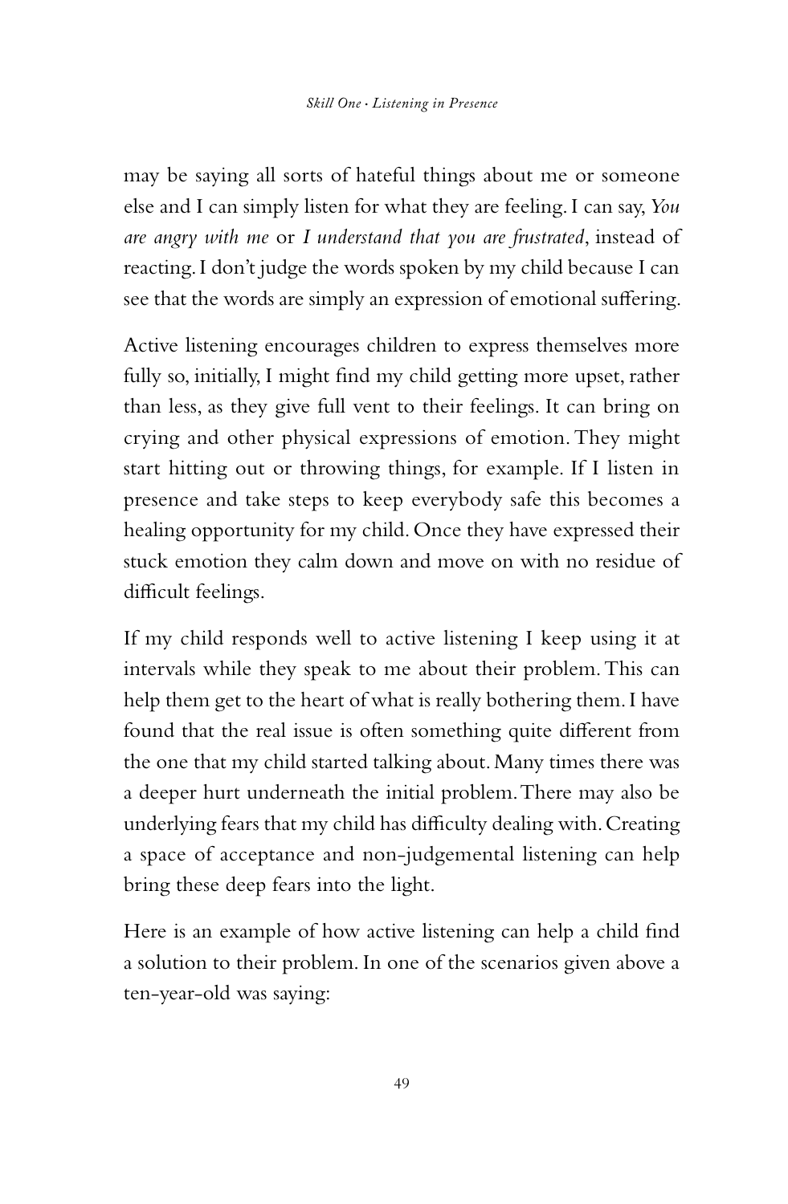may be saying all sorts of hateful things about me or someone else and I can simply listen for what they are feeling. I can say, *You are angry with me* or *I understand that you are frustrated*, instead of reacting. I don't judge the words spoken by my child because I can see that the words are simply an expression of emotional suffering.

Active listening encourages children to express themselves more fully so, initially, I might find my child getting more upset, rather than less, as they give full vent to their feelings. It can bring on crying and other physical expressions of emotion. They might start hitting out or throwing things, for example. If I listen in presence and take steps to keep everybody safe this becomes a healing opportunity for my child. Once they have expressed their stuck emotion they calm down and move on with no residue of difficult feelings.

If my child responds well to active listening I keep using it at intervals while they speak to me about their problem. This can help them get to the heart of what is really bothering them. I have found that the real issue is often something quite different from the one that my child started talking about. Many times there was a deeper hurt underneath the initial problem. There may also be underlying fears that my child has difficulty dealing with. Creating a space of acceptance and non-judgemental listening can help bring these deep fears into the light.

Here is an example of how active listening can help a child find a solution to their problem. In one of the scenarios given above a ten-year-old was saying: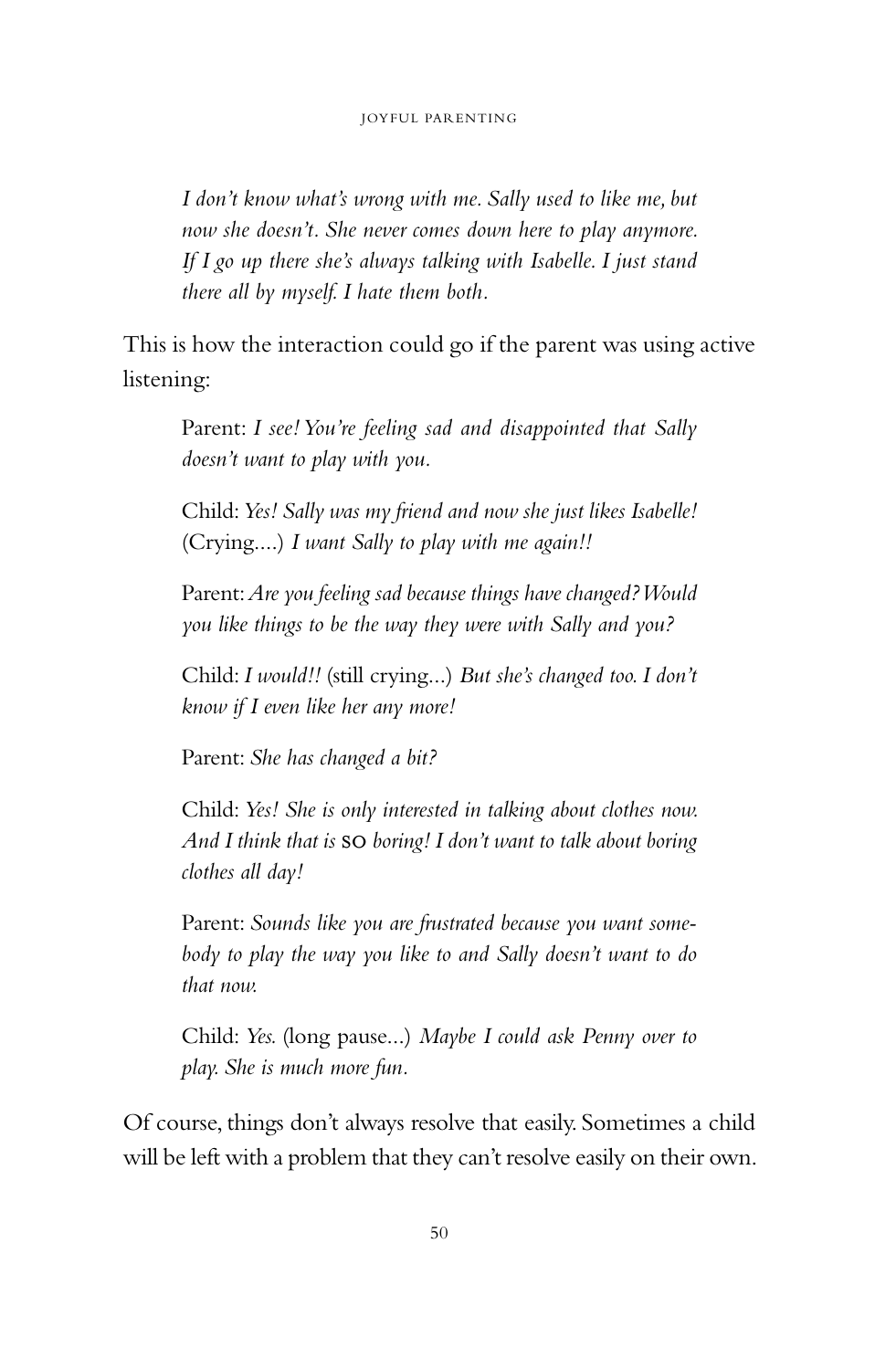> *I don't know what's wrong with me. Sally used to like me, but now she doesn't. She never comes down here to play anymore. If I go up there she's always talking with Isabelle. I just stand there all by myself. I hate them both.*

This is how the interaction could go if the parent was using active listening:

> Parent: *I see! You're feeling sad and disappointed that Sally doesn't want to play with you.*
>
> Child: *Yes! Sally was my friend and now she just likes Isabelle!* (Crying....) *I want Sally to play with me again!!*
>
> Parent: *Are you feeling sad because things have changed? Would you like things to be the way they were with Sally and you?*
>
> Child: *I would!!* (still crying...) *But she's changed too. I don't know if I even like her any more!*
>
> Parent: *She has changed a bit?*
>
> Child: *Yes! She is only interested in talking about clothes now. And I think that is* SO *boring! I don't want to talk about boring clothes all day!*
>
> Parent: *Sounds like you are frustrated because you want somebody to play the way you like to and Sally doesn't want to do that now.*
>
> Child: *Yes.* (long pause...) *Maybe I could ask Penny over to play. She is much more fun.*

Of course, things don't always resolve that easily. Sometimes a child will be left with a problem that they can't resolve easily on their own.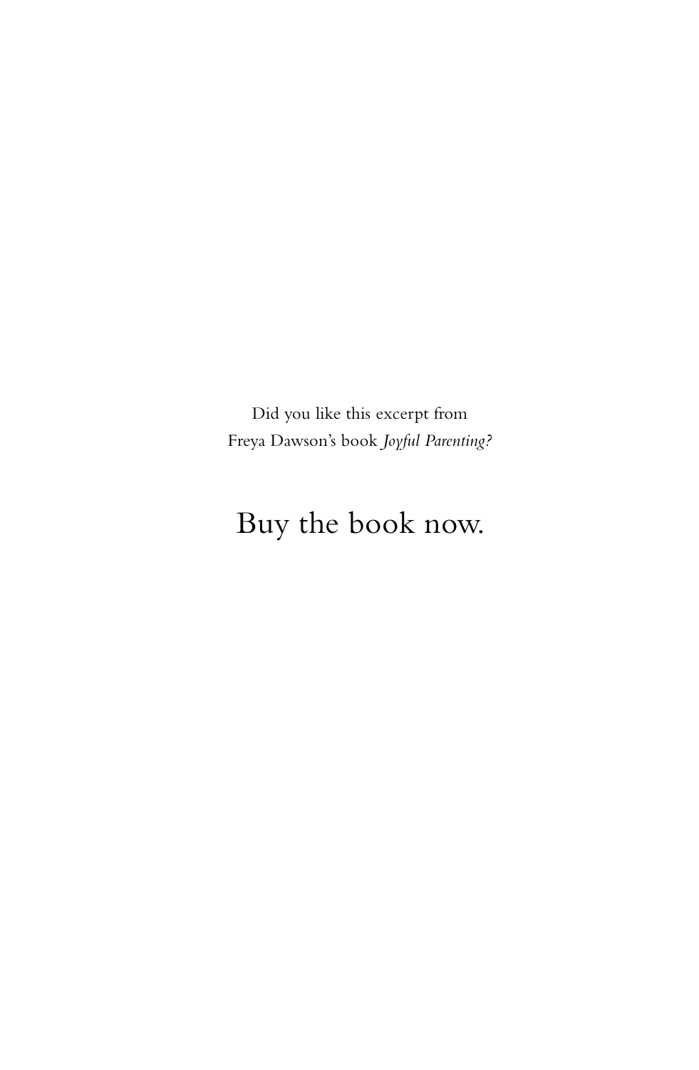Did you like this excerpt from
Freya Dawson's book *Joyful Parenting?*

Buy the book now.